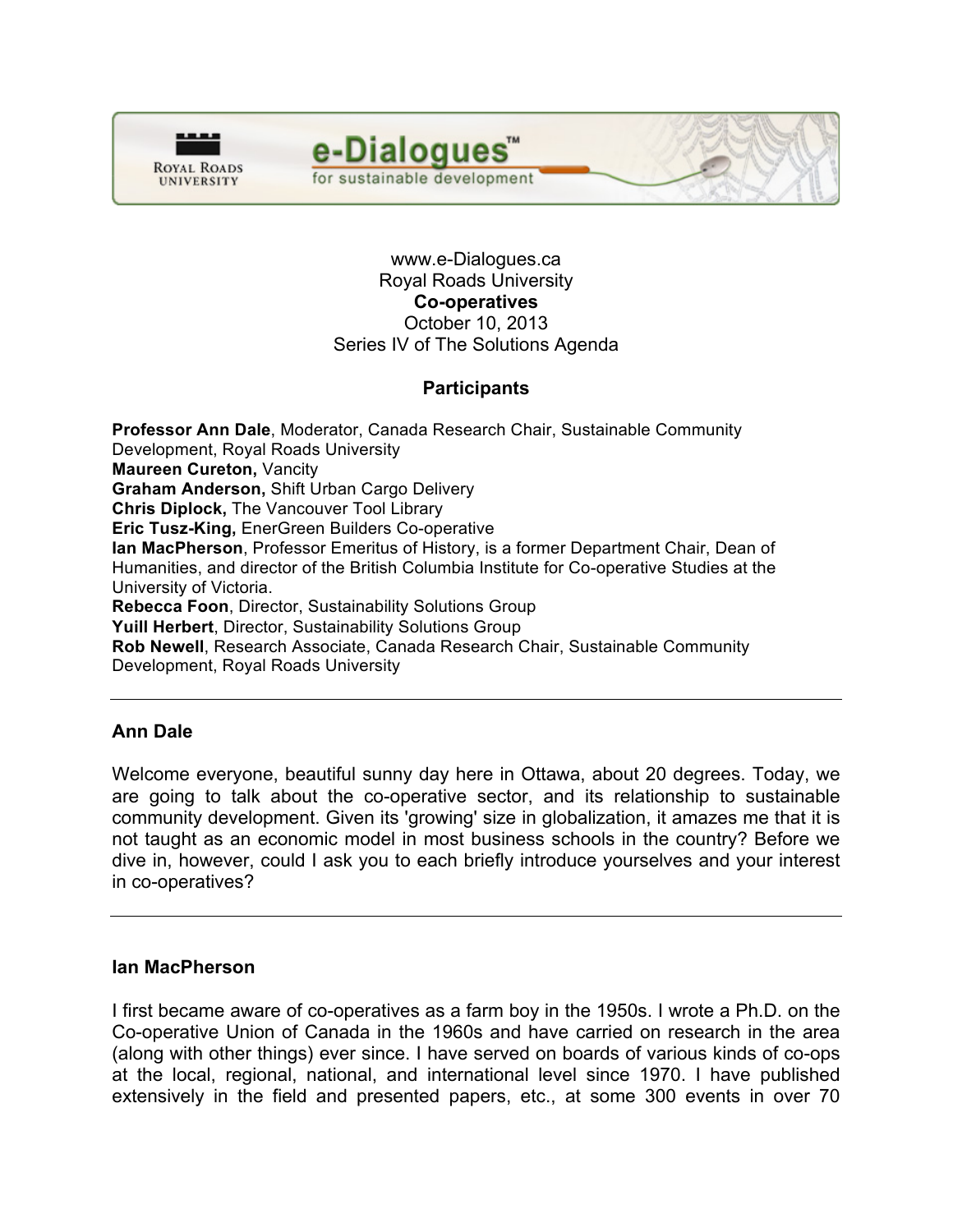www.e-Dialogues.ca
Royal Roads University
**Co-operatives**
October 10, 2013
Series IV of The Solutions Agenda

**Participants**

**Professor Ann Dale**, Moderator, Canada Research Chair, Sustainable Community Development, Royal Roads University
**Maureen Cureton,** Vancity
**Graham Anderson,** Shift Urban Cargo Delivery
**Chris Diplock,** The Vancouver Tool Library
**Eric Tusz-King,** EnerGreen Builders Co-operative
**Ian MacPherson**, Professor Emeritus of History, is a former Department Chair, Dean of Humanities, and director of the British Columbia Institute for Co-operative Studies at the University of Victoria.
**Rebecca Foon**, Director, Sustainability Solutions Group
**Yuill Herbert**, Director, Sustainability Solutions Group
**Rob Newell**, Research Associate, Canada Research Chair, Sustainable Community Development, Royal Roads University

---

**Ann Dale**

Welcome everyone, beautiful sunny day here in Ottawa, about 20 degrees. Today, we are going to talk about the co-operative sector, and its relationship to sustainable community development. Given its 'growing' size in globalization, it amazes me that it is not taught as an economic model in most business schools in the country? Before we dive in, however, could I ask you to each briefly introduce yourselves and your interest in co-operatives?

---

**Ian MacPherson**

I first became aware of co-operatives as a farm boy in the 1950s. I wrote a Ph.D. on the Co-operative Union of Canada in the 1960s and have carried on research in the area (along with other things) ever since. I have served on boards of various kinds of co-ops at the local, regional, national, and international level since 1970. I have published extensively in the field and presented papers, etc., at some 300 events in over 70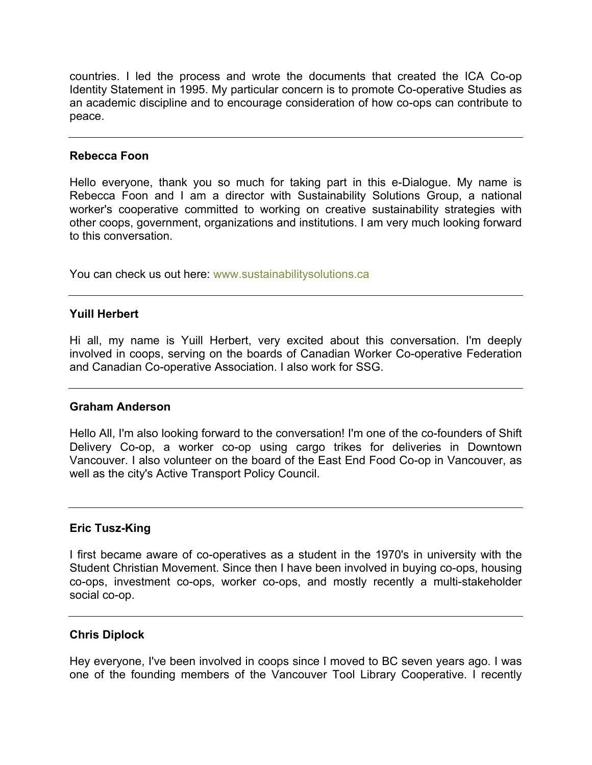countries. I led the process and wrote the documents that created the ICA Co-op Identity Statement in 1995. My particular concern is to promote Co-operative Studies as an academic discipline and to encourage consideration of how co-ops can contribute to peace.

---

**Rebecca Foon**

Hello everyone, thank you so much for taking part in this e-Dialogue. My name is Rebecca Foon and I am a director with Sustainability Solutions Group, a national worker's cooperative committed to working on creative sustainability strategies with other coops, government, organizations and institutions. I am very much looking forward to this conversation.

You can check us out here: www.sustainabilitysolutions.ca

---

**Yuill Herbert**

Hi all, my name is Yuill Herbert, very excited about this conversation. I'm deeply involved in coops, serving on the boards of Canadian Worker Co-operative Federation and Canadian Co-operative Association. I also work for SSG.

---

**Graham Anderson**

Hello All, I'm also looking forward to the conversation! I'm one of the co-founders of Shift Delivery Co-op, a worker co-op using cargo trikes for deliveries in Downtown Vancouver. I also volunteer on the board of the East End Food Co-op in Vancouver, as well as the city's Active Transport Policy Council.

---

**Eric Tusz-King**

I first became aware of co-operatives as a student in the 1970's in university with the Student Christian Movement. Since then I have been involved in buying co-ops, housing co-ops, investment co-ops, worker co-ops, and mostly recently a multi-stakeholder social co-op.

---

**Chris Diplock**

Hey everyone, I've been involved in coops since I moved to BC seven years ago. I was one of the founding members of the Vancouver Tool Library Cooperative. I recently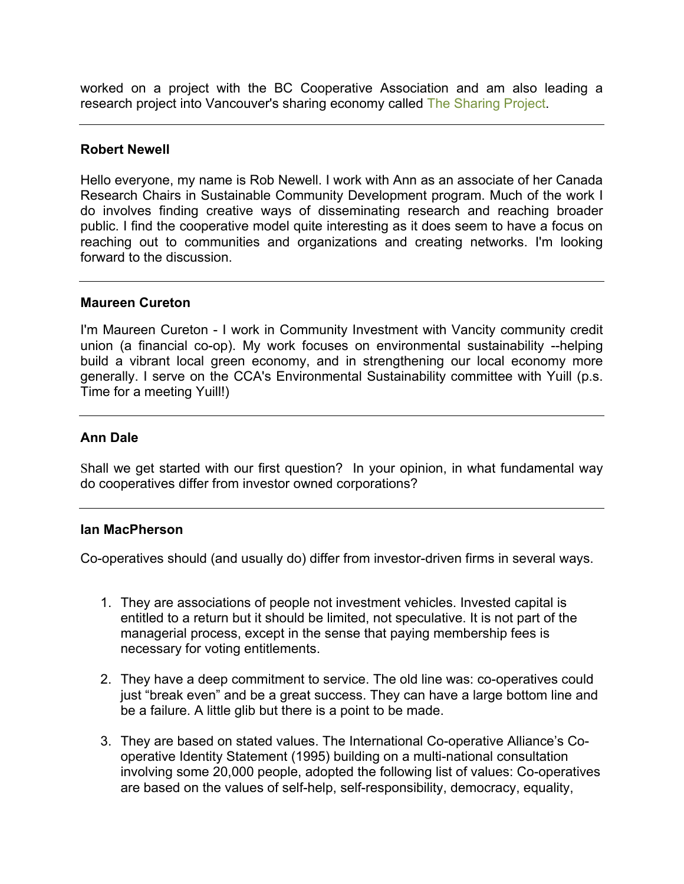worked on a project with the BC Cooperative Association and am also leading a research project into Vancouver's sharing economy called The Sharing Project.

---

**Robert Newell**

Hello everyone, my name is Rob Newell. I work with Ann as an associate of her Canada Research Chairs in Sustainable Community Development program. Much of the work I do involves finding creative ways of disseminating research and reaching broader public. I find the cooperative model quite interesting as it does seem to have a focus on reaching out to communities and organizations and creating networks. I'm looking forward to the discussion.

---

**Maureen Cureton**

I'm Maureen Cureton - I work in Community Investment with Vancity community credit union (a financial co-op). My work focuses on environmental sustainability --helping build a vibrant local green economy, and in strengthening our local economy more generally. I serve on the CCA's Environmental Sustainability committee with Yuill (p.s. Time for a meeting Yuill!)

---

**Ann Dale**

Shall we get started with our first question? In your opinion, in what fundamental way do cooperatives differ from investor owned corporations?

---

**Ian MacPherson**

Co-operatives should (and usually do) differ from investor-driven firms in several ways.

1. They are associations of people not investment vehicles. Invested capital is entitled to a return but it should be limited, not speculative. It is not part of the managerial process, except in the sense that paying membership fees is necessary for voting entitlements.

2. They have a deep commitment to service. The old line was: co-operatives could just "break even" and be a great success. They can have a large bottom line and be a failure. A little glib but there is a point to be made.

3. They are based on stated values. The International Co-operative Alliance's Co-operative Identity Statement (1995) building on a multi-national consultation involving some 20,000 people, adopted the following list of values: Co-operatives are based on the values of self-help, self-responsibility, democracy, equality,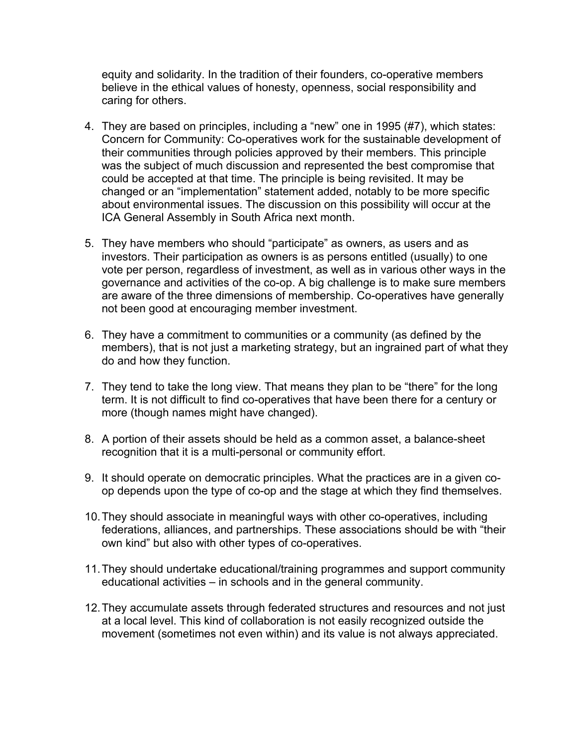equity and solidarity. In the tradition of their founders, co-operative members believe in the ethical values of honesty, openness, social responsibility and caring for others.

4. They are based on principles, including a “new” one in 1995 (#7), which states: Concern for Community: Co-operatives work for the sustainable development of their communities through policies approved by their members. This principle was the subject of much discussion and represented the best compromise that could be accepted at that time. The principle is being revisited. It may be changed or an “implementation” statement added, notably to be more specific about environmental issues. The discussion on this possibility will occur at the ICA General Assembly in South Africa next month.

5. They have members who should “participate” as owners, as users and as investors. Their participation as owners is as persons entitled (usually) to one vote per person, regardless of investment, as well as in various other ways in the governance and activities of the co-op. A big challenge is to make sure members are aware of the three dimensions of membership. Co-operatives have generally not been good at encouraging member investment.

6. They have a commitment to communities or a community (as defined by the members), that is not just a marketing strategy, but an ingrained part of what they do and how they function.

7. They tend to take the long view. That means they plan to be “there” for the long term. It is not difficult to find co-operatives that have been there for a century or more (though names might have changed).

8. A portion of their assets should be held as a common asset, a balance-sheet recognition that it is a multi-personal or community effort.

9. It should operate on democratic principles. What the practices are in a given co-op depends upon the type of co-op and the stage at which they find themselves.

10. They should associate in meaningful ways with other co-operatives, including federations, alliances, and partnerships. These associations should be with “their own kind” but also with other types of co-operatives.

11. They should undertake educational/training programmes and support community educational activities – in schools and in the general community.

12. They accumulate assets through federated structures and resources and not just at a local level. This kind of collaboration is not easily recognized outside the movement (sometimes not even within) and its value is not always appreciated.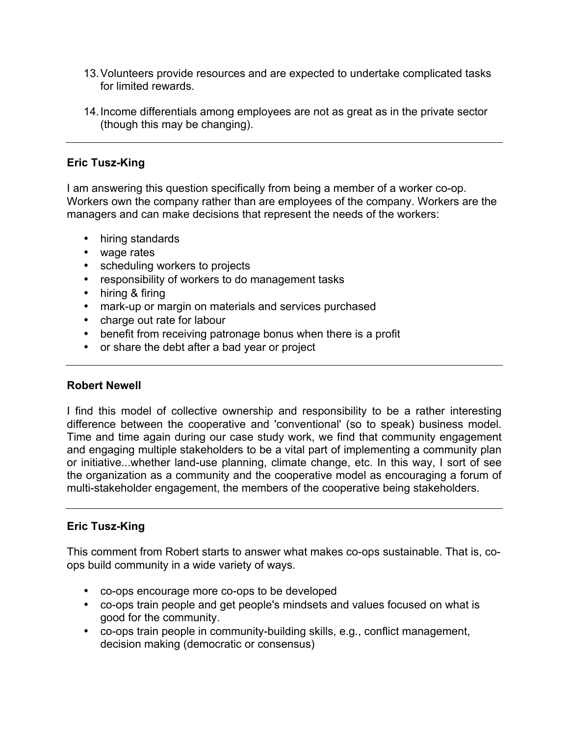13. Volunteers provide resources and are expected to undertake complicated tasks for limited rewards.

14. Income differentials among employees are not as great as in the private sector (though this may be changing).

---

**Eric Tusz-King**

I am answering this question specifically from being a member of a worker co-op. Workers own the company rather than are employees of the company. Workers are the managers and can make decisions that represent the needs of the workers:

- hiring standards
- wage rates
- scheduling workers to projects
- responsibility of workers to do management tasks
- hiring & firing
- mark-up or margin on materials and services purchased
- charge out rate for labour
- benefit from receiving patronage bonus when there is a profit
- or share the debt after a bad year or project

---

**Robert Newell**

I find this model of collective ownership and responsibility to be a rather interesting difference between the cooperative and 'conventional' (so to speak) business model. Time and time again during our case study work, we find that community engagement and engaging multiple stakeholders to be a vital part of implementing a community plan or initiative...whether land-use planning, climate change, etc. In this way, I sort of see the organization as a community and the cooperative model as encouraging a forum of multi-stakeholder engagement, the members of the cooperative being stakeholders.

---

**Eric Tusz-King**

This comment from Robert starts to answer what makes co-ops sustainable. That is, co-ops build community in a wide variety of ways.

- co-ops encourage more co-ops to be developed
- co-ops train people and get people's mindsets and values focused on what is good for the community.
- co-ops train people in community-building skills, e.g., conflict management, decision making (democratic or consensus)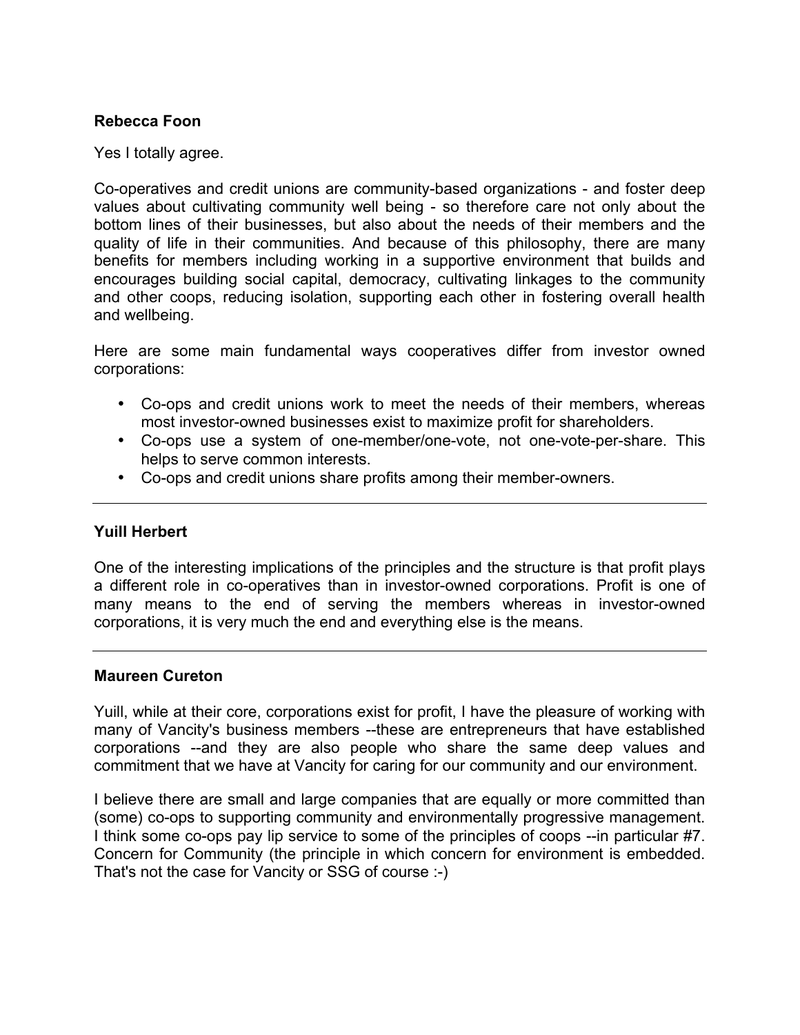**Rebecca Foon**

Yes I totally agree.

Co-operatives and credit unions are community-based organizations - and foster deep values about cultivating community well being - so therefore care not only about the bottom lines of their businesses, but also about the needs of their members and the quality of life in their communities. And because of this philosophy, there are many benefits for members including working in a supportive environment that builds and encourages building social capital, democracy, cultivating linkages to the community and other coops, reducing isolation, supporting each other in fostering overall health and wellbeing.

Here are some main fundamental ways cooperatives differ from investor owned corporations:

- Co-ops and credit unions work to meet the needs of their members, whereas most investor-owned businesses exist to maximize profit for shareholders.
- Co-ops use a system of one-member/one-vote, not one-vote-per-share. This helps to serve common interests.
- Co-ops and credit unions share profits among their member-owners.

---

**Yuill Herbert**

One of the interesting implications of the principles and the structure is that profit plays a different role in co-operatives than in investor-owned corporations. Profit is one of many means to the end of serving the members whereas in investor-owned corporations, it is very much the end and everything else is the means.

---

**Maureen Cureton**

Yuill, while at their core, corporations exist for profit, I have the pleasure of working with many of Vancity's business members --these are entrepreneurs that have established corporations --and they are also people who share the same deep values and commitment that we have at Vancity for caring for our community and our environment.

I believe there are small and large companies that are equally or more committed than (some) co-ops to supporting community and environmentally progressive management. I think some co-ops pay lip service to some of the principles of coops --in particular #7. Concern for Community (the principle in which concern for environment is embedded. That's not the case for Vancity or SSG of course :-)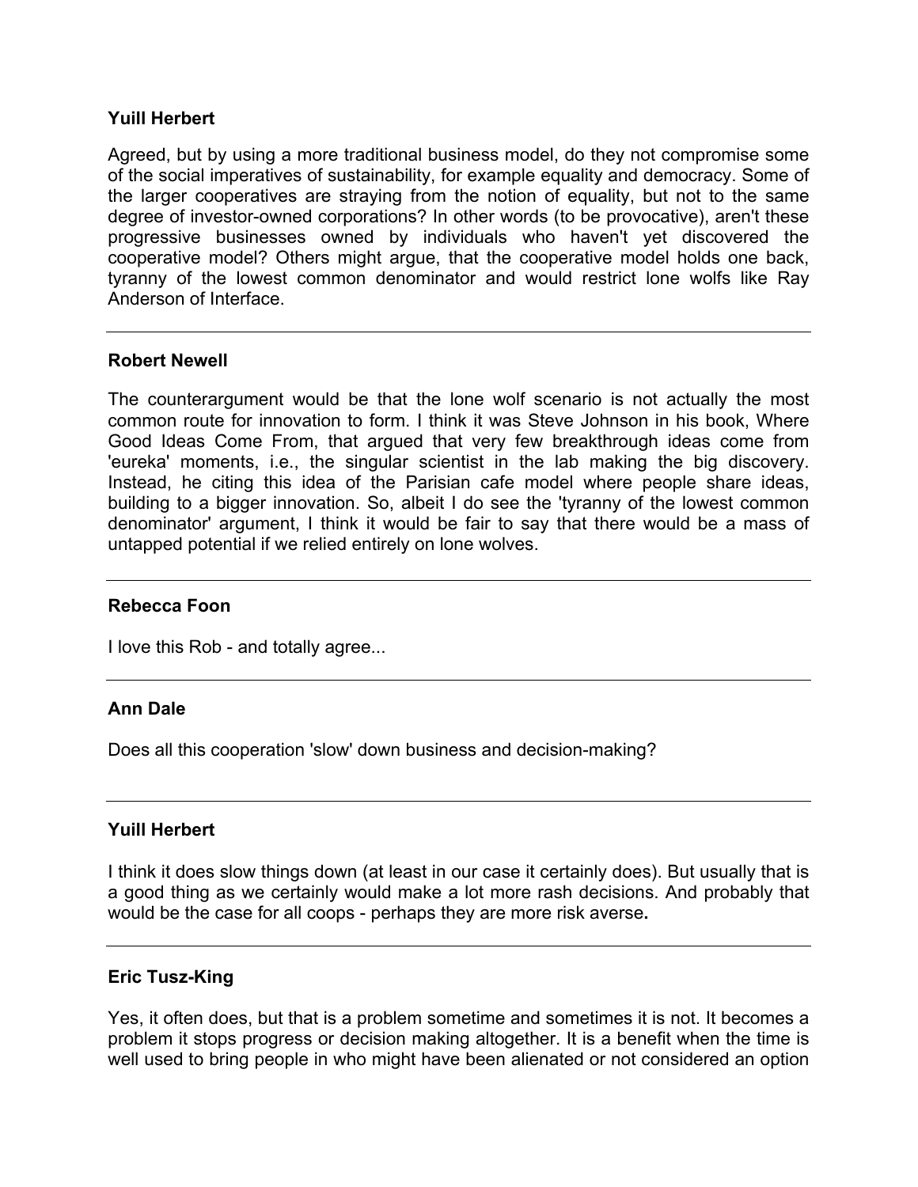**Yuill Herbert**

Agreed, but by using a more traditional business model, do they not compromise some of the social imperatives of sustainability, for example equality and democracy. Some of the larger cooperatives are straying from the notion of equality, but not to the same degree of investor-owned corporations? In other words (to be provocative), aren't these progressive businesses owned by individuals who haven't yet discovered the cooperative model? Others might argue, that the cooperative model holds one back, tyranny of the lowest common denominator and would restrict lone wolfs like Ray Anderson of Interface.

---

**Robert Newell**

The counterargument would be that the lone wolf scenario is not actually the most common route for innovation to form. I think it was Steve Johnson in his book, Where Good Ideas Come From, that argued that very few breakthrough ideas come from 'eureka' moments, i.e., the singular scientist in the lab making the big discovery. Instead, he citing this idea of the Parisian cafe model where people share ideas, building to a bigger innovation. So, albeit I do see the 'tyranny of the lowest common denominator' argument, I think it would be fair to say that there would be a mass of untapped potential if we relied entirely on lone wolves.

---

**Rebecca Foon**

I love this Rob - and totally agree...

---

**Ann Dale**

Does all this cooperation 'slow' down business and decision-making?

---

**Yuill Herbert**

I think it does slow things down (at least in our case it certainly does). But usually that is a good thing as we certainly would make a lot more rash decisions. And probably that would be the case for all coops - perhaps they are more risk averse**.**

---

**Eric Tusz-King**

Yes, it often does, but that is a problem sometime and sometimes it is not. It becomes a problem it stops progress or decision making altogether. It is a benefit when the time is well used to bring people in who might have been alienated or not considered an option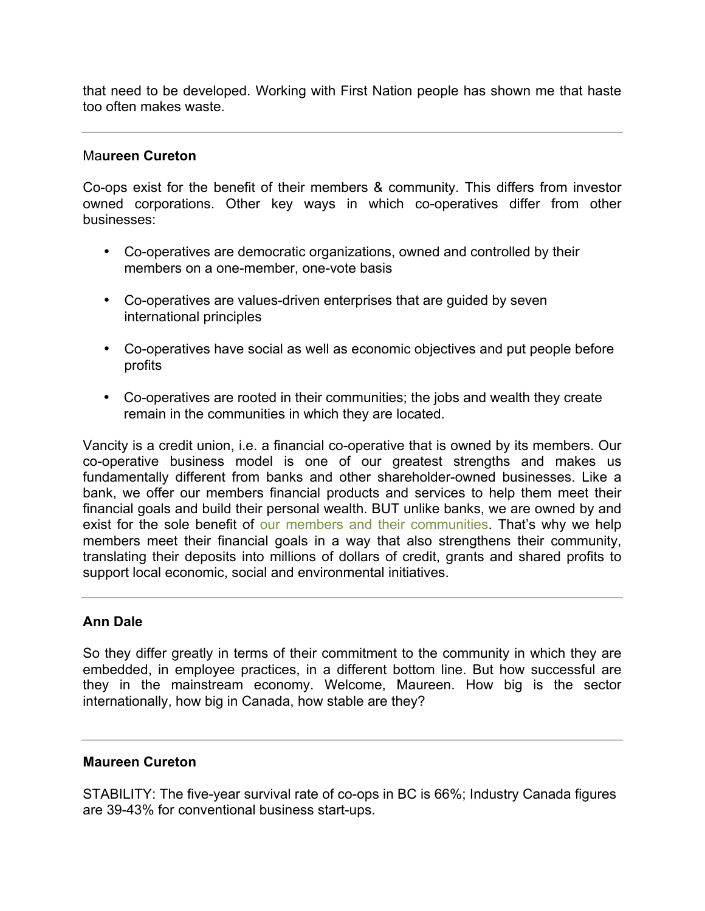that need to be developed. Working with First Nation people has shown me that haste too often makes waste.

---

**Maureen Cureton**

Co-ops exist for the benefit of their members & community. This differs from investor owned corporations. Other key ways in which co-operatives differ from other businesses:

- Co-operatives are democratic organizations, owned and controlled by their members on a one-member, one-vote basis
- Co-operatives are values-driven enterprises that are guided by seven international principles
- Co-operatives have social as well as economic objectives and put people before profits
- Co-operatives are rooted in their communities; the jobs and wealth they create remain in the communities in which they are located.

Vancity is a credit union, i.e. a financial co-operative that is owned by its members. Our co-operative business model is one of our greatest strengths and makes us fundamentally different from banks and other shareholder-owned businesses. Like a bank, we offer our members financial products and services to help them meet their financial goals and build their personal wealth. BUT unlike banks, we are owned by and exist for the sole benefit of our members and their communities. That's why we help members meet their financial goals in a way that also strengthens their community, translating their deposits into millions of dollars of credit, grants and shared profits to support local economic, social and environmental initiatives.

---

**Ann Dale**

So they differ greatly in terms of their commitment to the community in which they are embedded, in employee practices, in a different bottom line. But how successful are they in the mainstream economy. Welcome, Maureen. How big is the sector internationally, how big in Canada, how stable are they?

---

**Maureen Cureton**

STABILITY: The five-year survival rate of co-ops in BC is 66%; Industry Canada figures are 39-43% for conventional business start-ups.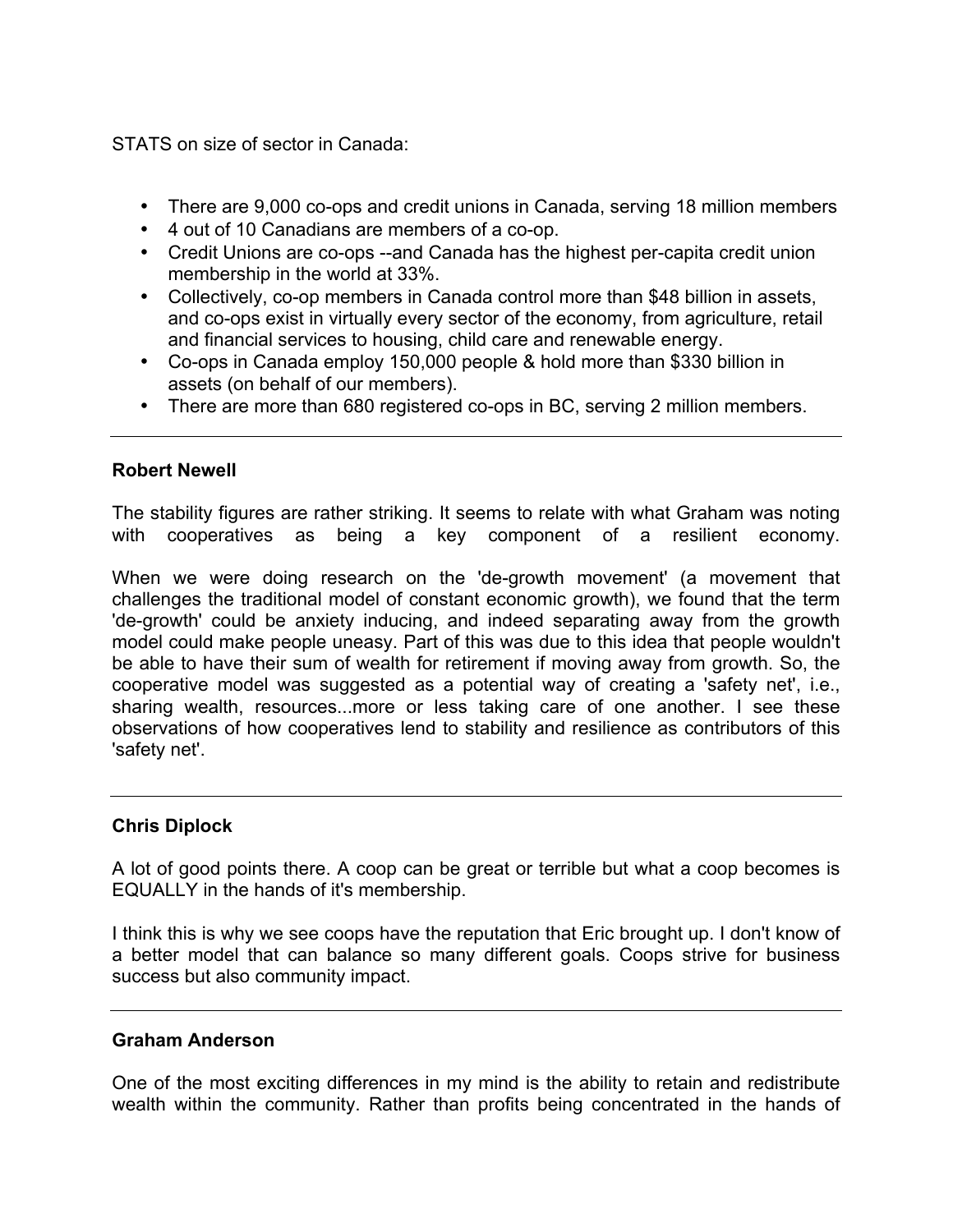STATS on size of sector in Canada:

- There are 9,000 co-ops and credit unions in Canada, serving 18 million members
- 4 out of 10 Canadians are members of a co-op.
- Credit Unions are co-ops --and Canada has the highest per-capita credit union membership in the world at 33%.
- Collectively, co-op members in Canada control more than $48 billion in assets, and co-ops exist in virtually every sector of the economy, from agriculture, retail and financial services to housing, child care and renewable energy.
- Co-ops in Canada employ 150,000 people & hold more than $330 billion in assets (on behalf of our members).
- There are more than 680 registered co-ops in BC, serving 2 million members.

---

**Robert Newell**

The stability figures are rather striking. It seems to relate with what Graham was noting with cooperatives as being a key component of a resilient economy.

When we were doing research on the 'de-growth movement' (a movement that challenges the traditional model of constant economic growth), we found that the term 'de-growth' could be anxiety inducing, and indeed separating away from the growth model could make people uneasy. Part of this was due to this idea that people wouldn't be able to have their sum of wealth for retirement if moving away from growth. So, the cooperative model was suggested as a potential way of creating a 'safety net', i.e., sharing wealth, resources...more or less taking care of one another. I see these observations of how cooperatives lend to stability and resilience as contributors of this 'safety net'.

---

**Chris Diplock**

A lot of good points there. A coop can be great or terrible but what a coop becomes is EQUALLY in the hands of it's membership.

I think this is why we see coops have the reputation that Eric brought up. I don't know of a better model that can balance so many different goals. Coops strive for business success but also community impact.

---

**Graham Anderson**

One of the most exciting differences in my mind is the ability to retain and redistribute wealth within the community. Rather than profits being concentrated in the hands of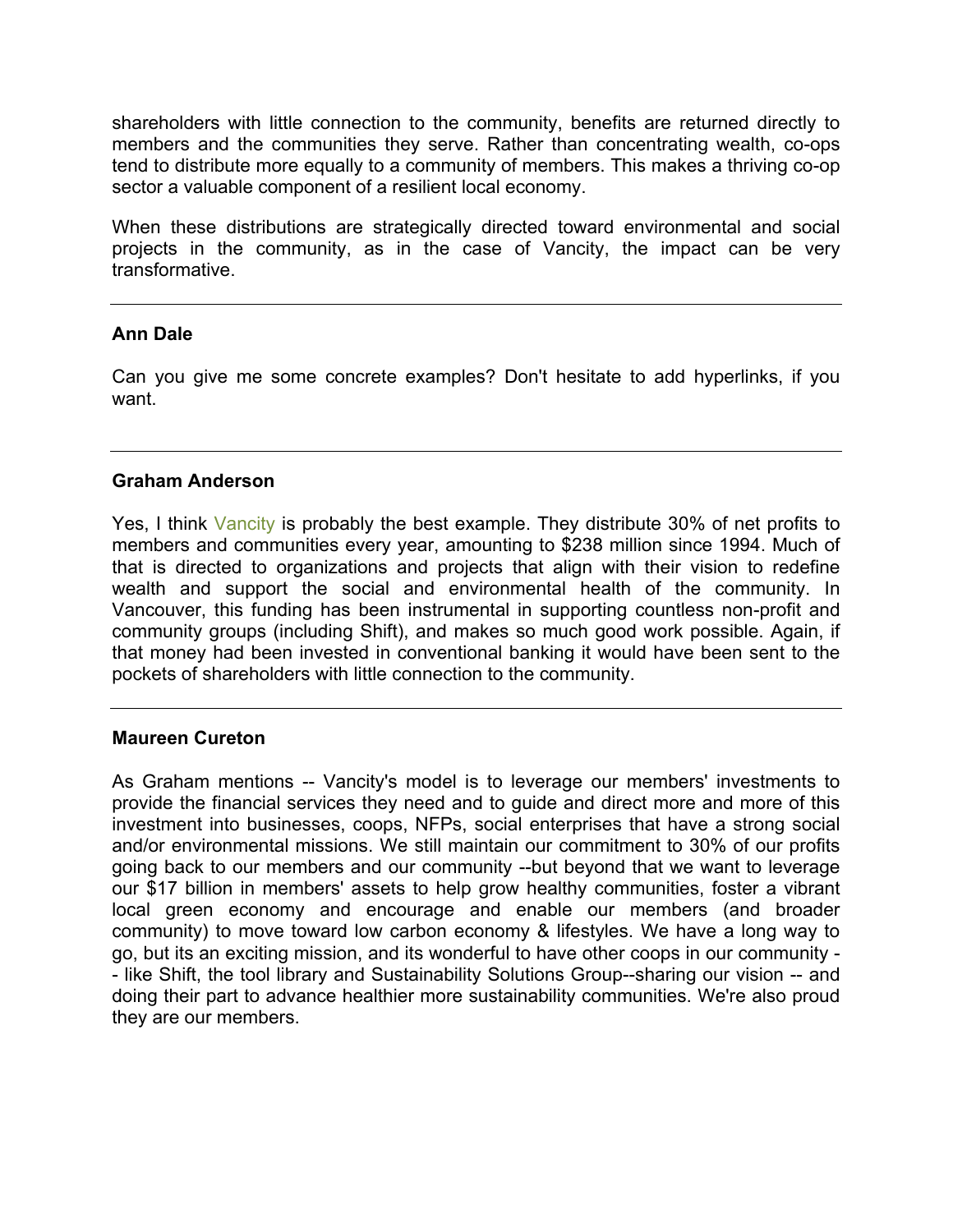shareholders with little connection to the community, benefits are returned directly to members and the communities they serve. Rather than concentrating wealth, co-ops tend to distribute more equally to a community of members. This makes a thriving co-op sector a valuable component of a resilient local economy.

When these distributions are strategically directed toward environmental and social projects in the community, as in the case of Vancity, the impact can be very transformative.

---

**Ann Dale**

Can you give me some concrete examples? Don't hesitate to add hyperlinks, if you want.

---

**Graham Anderson**

Yes, I think Vancity is probably the best example. They distribute 30% of net profits to members and communities every year, amounting to $238 million since 1994. Much of that is directed to organizations and projects that align with their vision to redefine wealth and support the social and environmental health of the community. In Vancouver, this funding has been instrumental in supporting countless non-profit and community groups (including Shift), and makes so much good work possible. Again, if that money had been invested in conventional banking it would have been sent to the pockets of shareholders with little connection to the community.

---

**Maureen Cureton**

As Graham mentions -- Vancity's model is to leverage our members' investments to provide the financial services they need and to guide and direct more and more of this investment into businesses, coops, NFPs, social enterprises that have a strong social and/or environmental missions. We still maintain our commitment to 30% of our profits going back to our members and our community --but beyond that we want to leverage our $17 billion in members' assets to help grow healthy communities, foster a vibrant local green economy and encourage and enable our members (and broader community) to move toward low carbon economy & lifestyles. We have a long way to go, but its an exciting mission, and its wonderful to have other coops in our community -- like Shift, the tool library and Sustainability Solutions Group--sharing our vision -- and doing their part to advance healthier more sustainability communities. We're also proud they are our members.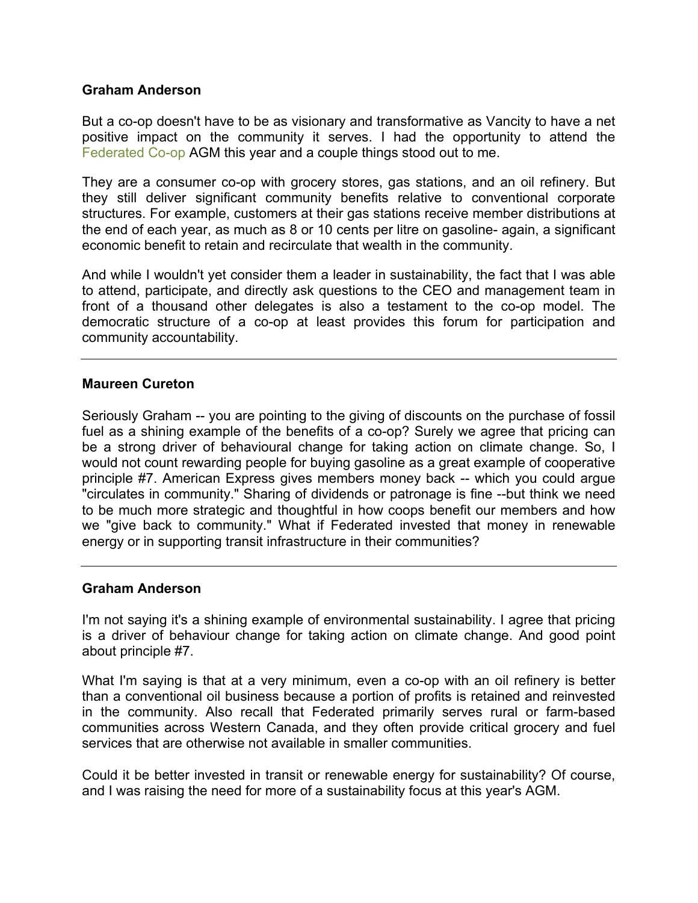**Graham Anderson**

But a co-op doesn't have to be as visionary and transformative as Vancity to have a net positive impact on the community it serves. I had the opportunity to attend the Federated Co-op AGM this year and a couple things stood out to me.

They are a consumer co-op with grocery stores, gas stations, and an oil refinery. But they still deliver significant community benefits relative to conventional corporate structures. For example, customers at their gas stations receive member distributions at the end of each year, as much as 8 or 10 cents per litre on gasoline- again, a significant economic benefit to retain and recirculate that wealth in the community.

And while I wouldn't yet consider them a leader in sustainability, the fact that I was able to attend, participate, and directly ask questions to the CEO and management team in front of a thousand other delegates is also a testament to the co-op model. The democratic structure of a co-op at least provides this forum for participation and community accountability.

---

**Maureen Cureton**

Seriously Graham -- you are pointing to the giving of discounts on the purchase of fossil fuel as a shining example of the benefits of a co-op? Surely we agree that pricing can be a strong driver of behavioural change for taking action on climate change. So, I would not count rewarding people for buying gasoline as a great example of cooperative principle #7. American Express gives members money back -- which you could argue "circulates in community." Sharing of dividends or patronage is fine --but think we need to be much more strategic and thoughtful in how coops benefit our members and how we "give back to community." What if Federated invested that money in renewable energy or in supporting transit infrastructure in their communities?

---

**Graham Anderson**

I'm not saying it's a shining example of environmental sustainability. I agree that pricing is a driver of behaviour change for taking action on climate change. And good point about principle #7.

What I'm saying is that at a very minimum, even a co-op with an oil refinery is better than a conventional oil business because a portion of profits is retained and reinvested in the community. Also recall that Federated primarily serves rural or farm-based communities across Western Canada, and they often provide critical grocery and fuel services that are otherwise not available in smaller communities.

Could it be better invested in transit or renewable energy for sustainability? Of course, and I was raising the need for more of a sustainability focus at this year's AGM.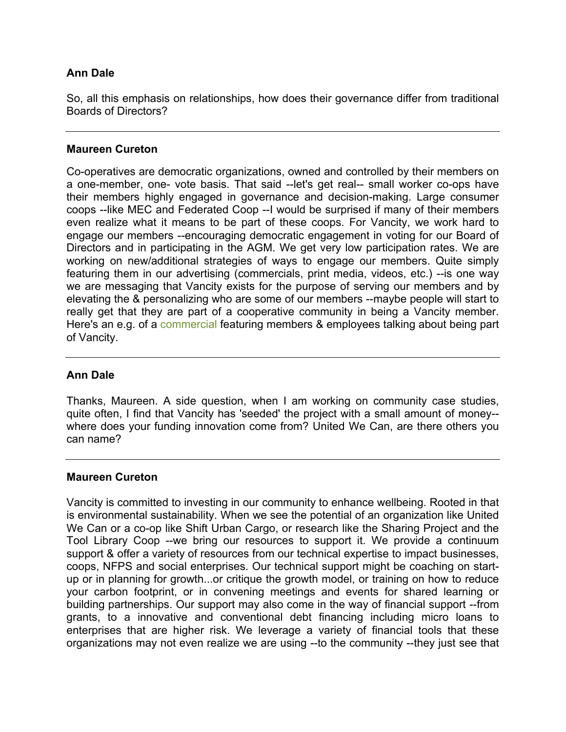**Ann Dale**

So, all this emphasis on relationships, how does their governance differ from traditional Boards of Directors?

---

**Maureen Cureton**

Co-operatives are democratic organizations, owned and controlled by their members on a one-member, one- vote basis. That said --let's get real-- small worker co-ops have their members highly engaged in governance and decision-making. Large consumer coops --like MEC and Federated Coop --I would be surprised if many of their members even realize what it means to be part of these coops. For Vancity, we work hard to engage our members --encouraging democratic engagement in voting for our Board of Directors and in participating in the AGM. We get very low participation rates. We are working on new/additional strategies of ways to engage our members. Quite simply featuring them in our advertising (commercials, print media, videos, etc.) --is one way we are messaging that Vancity exists for the purpose of serving our members and by elevating the & personalizing who are some of our members --maybe people will start to really get that they are part of a cooperative community in being a Vancity member. Here's an e.g. of a commercial featuring members & employees talking about being part of Vancity.

---

**Ann Dale**

Thanks, Maureen. A side question, when I am working on community case studies, quite often, I find that Vancity has 'seeded' the project with a small amount of money--where does your funding innovation come from? United We Can, are there others you can name?

---

**Maureen Cureton**

Vancity is committed to investing in our community to enhance wellbeing. Rooted in that is environmental sustainability. When we see the potential of an organization like United We Can or a co-op like Shift Urban Cargo, or research like the Sharing Project and the Tool Library Coop --we bring our resources to support it. We provide a continuum support & offer a variety of resources from our technical expertise to impact businesses, coops, NFPS and social enterprises. Our technical support might be coaching on start-up or in planning for growth...or critique the growth model, or training on how to reduce your carbon footprint, or in convening meetings and events for shared learning or building partnerships. Our support may also come in the way of financial support --from grants, to a innovative and conventional debt financing including micro loans to enterprises that are higher risk. We leverage a variety of financial tools that these organizations may not even realize we are using --to the community --they just see that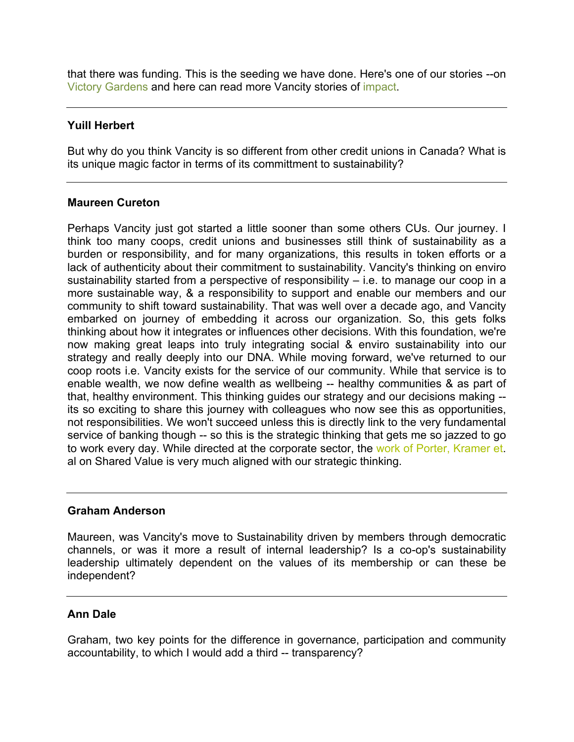that there was funding. This is the seeding we have done. Here's one of our stories --on Victory Gardens and here can read more Vancity stories of impact.

---

**Yuill Herbert**

But why do you think Vancity is so different from other credit unions in Canada? What is its unique magic factor in terms of its committment to sustainability?

---

**Maureen Cureton**

Perhaps Vancity just got started a little sooner than some others CUs. Our journey. I think too many coops, credit unions and businesses still think of sustainability as a burden or responsibility, and for many organizations, this results in token efforts or a lack of authenticity about their commitment to sustainability. Vancity's thinking on enviro sustainability started from a perspective of responsibility – i.e. to manage our coop in a more sustainable way, & a responsibility to support and enable our members and our community to shift toward sustainability. That was well over a decade ago, and Vancity embarked on journey of embedding it across our organization. So, this gets folks thinking about how it integrates or influences other decisions. With this foundation, we're now making great leaps into truly integrating social & enviro sustainability into our strategy and really deeply into our DNA. While moving forward, we've returned to our coop roots i.e. Vancity exists for the service of our community. While that service is to enable wealth, we now define wealth as wellbeing -- healthy communities & as part of that, healthy environment. This thinking guides our strategy and our decisions making -- its so exciting to share this journey with colleagues who now see this as opportunities, not responsibilities. We won't succeed unless this is directly link to the very fundamental service of banking though -- so this is the strategic thinking that gets me so jazzed to go to work every day. While directed at the corporate sector, the work of Porter, Kramer et. al on Shared Value is very much aligned with our strategic thinking.

---

**Graham Anderson**

Maureen, was Vancity's move to Sustainability driven by members through democratic channels, or was it more a result of internal leadership? Is a co-op's sustainability leadership ultimately dependent on the values of its membership or can these be independent?

---

**Ann Dale**

Graham, two key points for the difference in governance, participation and community accountability, to which I would add a third -- transparency?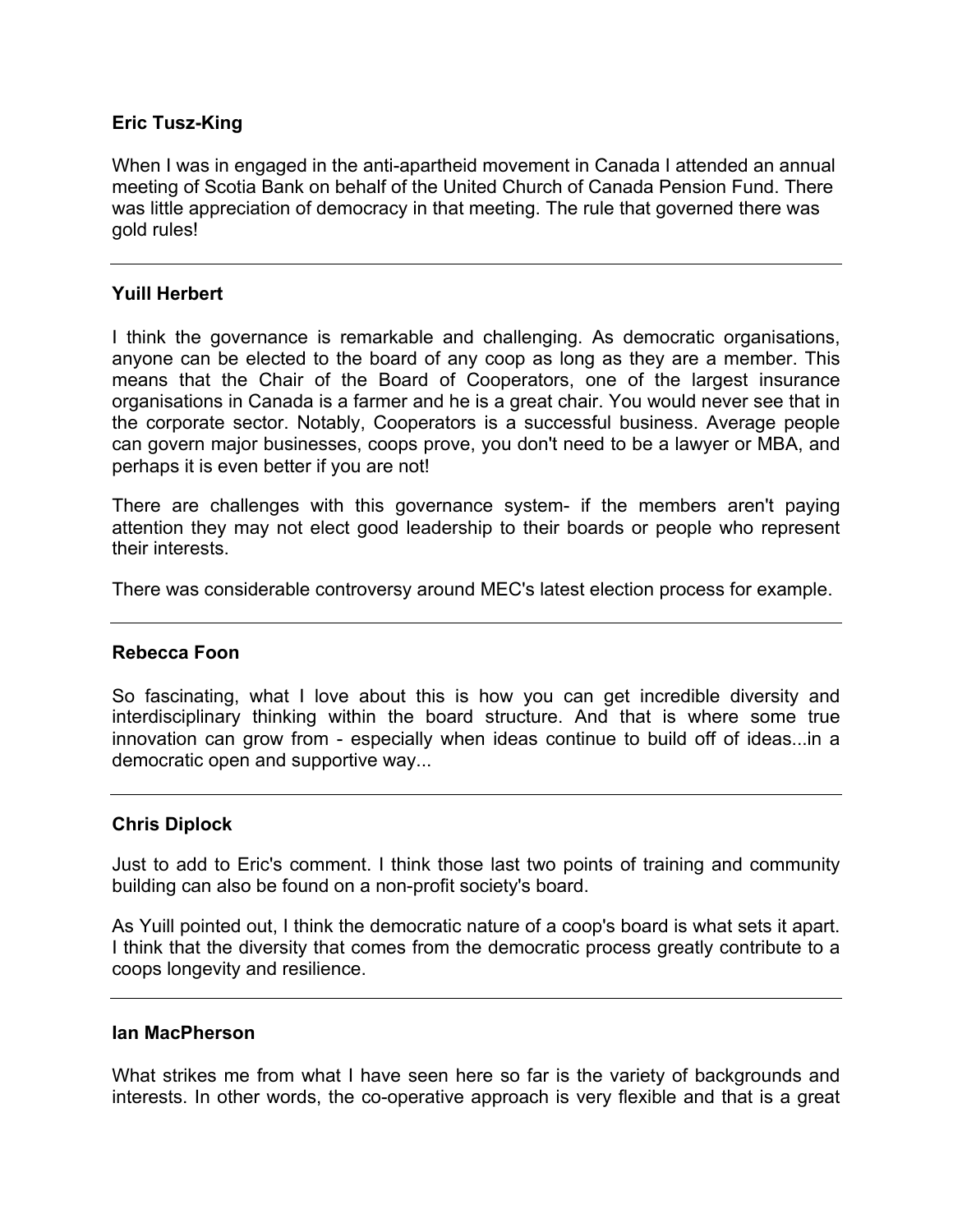**Eric Tusz-King**

When I was in engaged in the anti-apartheid movement in Canada I attended an annual meeting of Scotia Bank on behalf of the United Church of Canada Pension Fund. There was little appreciation of democracy in that meeting. The rule that governed there was gold rules!

---

**Yuill Herbert**

I think the governance is remarkable and challenging. As democratic organisations, anyone can be elected to the board of any coop as long as they are a member. This means that the Chair of the Board of Cooperators, one of the largest insurance organisations in Canada is a farmer and he is a great chair. You would never see that in the corporate sector. Notably, Cooperators is a successful business. Average people can govern major businesses, coops prove, you don't need to be a lawyer or MBA, and perhaps it is even better if you are not!

There are challenges with this governance system- if the members aren't paying attention they may not elect good leadership to their boards or people who represent their interests.

There was considerable controversy around MEC's latest election process for example.

---

**Rebecca Foon**

So fascinating, what I love about this is how you can get incredible diversity and interdisciplinary thinking within the board structure. And that is where some true innovation can grow from - especially when ideas continue to build off of ideas...in a democratic open and supportive way...

---

**Chris Diplock**

Just to add to Eric's comment. I think those last two points of training and community building can also be found on a non-profit society's board.

As Yuill pointed out, I think the democratic nature of a coop's board is what sets it apart. I think that the diversity that comes from the democratic process greatly contribute to a coops longevity and resilience.

---

**Ian MacPherson**

What strikes me from what I have seen here so far is the variety of backgrounds and interests. In other words, the co-operative approach is very flexible and that is a great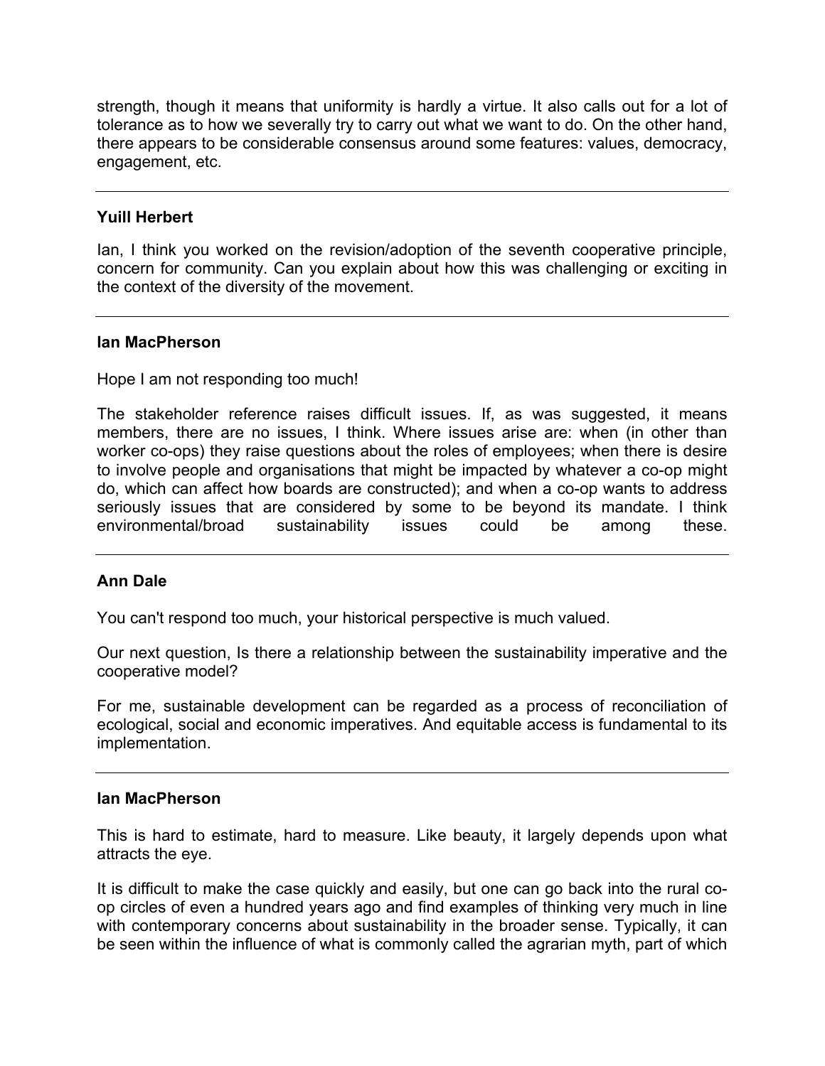strength, though it means that uniformity is hardly a virtue. It also calls out for a lot of tolerance as to how we severally try to carry out what we want to do. On the other hand, there appears to be considerable consensus around some features: values, democracy, engagement, etc.

---

**Yuill Herbert**

Ian, I think you worked on the revision/adoption of the seventh cooperative principle, concern for community. Can you explain about how this was challenging or exciting in the context of the diversity of the movement.

---

**Ian MacPherson**

Hope I am not responding too much!

The stakeholder reference raises difficult issues. If, as was suggested, it means members, there are no issues, I think. Where issues arise are: when (in other than worker co-ops) they raise questions about the roles of employees; when there is desire to involve people and organisations that might be impacted by whatever a co-op might do, which can affect how boards are constructed); and when a co-op wants to address seriously issues that are considered by some to be beyond its mandate. I think environmental/broad sustainability issues could be among these.

---

**Ann Dale**

You can't respond too much, your historical perspective is much valued.

Our next question, Is there a relationship between the sustainability imperative and the cooperative model?

For me, sustainable development can be regarded as a process of reconciliation of ecological, social and economic imperatives. And equitable access is fundamental to its implementation.

---

**Ian MacPherson**

This is hard to estimate, hard to measure. Like beauty, it largely depends upon what attracts the eye.

It is difficult to make the case quickly and easily, but one can go back into the rural co-op circles of even a hundred years ago and find examples of thinking very much in line with contemporary concerns about sustainability in the broader sense. Typically, it can be seen within the influence of what is commonly called the agrarian myth, part of which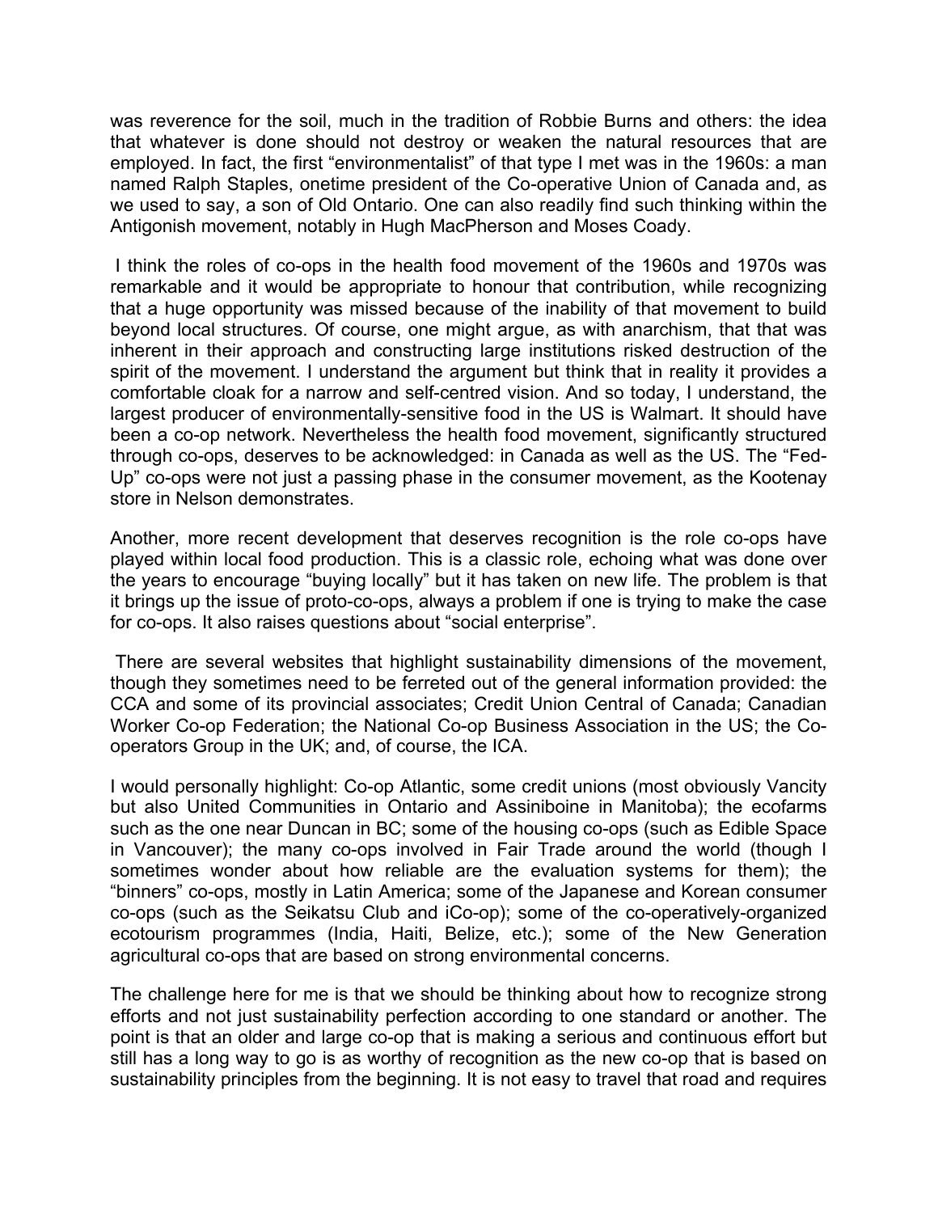was reverence for the soil, much in the tradition of Robbie Burns and others: the idea that whatever is done should not destroy or weaken the natural resources that are employed. In fact, the first "environmentalist" of that type I met was in the 1960s: a man named Ralph Staples, onetime president of the Co-operative Union of Canada and, as we used to say, a son of Old Ontario. One can also readily find such thinking within the Antigonish movement, notably in Hugh MacPherson and Moses Coady.

I think the roles of co-ops in the health food movement of the 1960s and 1970s was remarkable and it would be appropriate to honour that contribution, while recognizing that a huge opportunity was missed because of the inability of that movement to build beyond local structures. Of course, one might argue, as with anarchism, that that was inherent in their approach and constructing large institutions risked destruction of the spirit of the movement. I understand the argument but think that in reality it provides a comfortable cloak for a narrow and self-centred vision. And so today, I understand, the largest producer of environmentally-sensitive food in the US is Walmart. It should have been a co-op network. Nevertheless the health food movement, significantly structured through co-ops, deserves to be acknowledged: in Canada as well as the US. The "Fed-Up" co-ops were not just a passing phase in the consumer movement, as the Kootenay store in Nelson demonstrates.

Another, more recent development that deserves recognition is the role co-ops have played within local food production. This is a classic role, echoing what was done over the years to encourage "buying locally" but it has taken on new life. The problem is that it brings up the issue of proto-co-ops, always a problem if one is trying to make the case for co-ops. It also raises questions about "social enterprise".

There are several websites that highlight sustainability dimensions of the movement, though they sometimes need to be ferreted out of the general information provided: the CCA and some of its provincial associates; Credit Union Central of Canada; Canadian Worker Co-op Federation; the National Co-op Business Association in the US; the Co-operators Group in the UK; and, of course, the ICA.

I would personally highlight: Co-op Atlantic, some credit unions (most obviously Vancity but also United Communities in Ontario and Assiniboine in Manitoba); the ecofarms such as the one near Duncan in BC; some of the housing co-ops (such as Edible Space in Vancouver); the many co-ops involved in Fair Trade around the world (though I sometimes wonder about how reliable are the evaluation systems for them); the "binners" co-ops, mostly in Latin America; some of the Japanese and Korean consumer co-ops (such as the Seikatsu Club and iCo-op); some of the co-operatively-organized ecotourism programmes (India, Haiti, Belize, etc.); some of the New Generation agricultural co-ops that are based on strong environmental concerns.

The challenge here for me is that we should be thinking about how to recognize strong efforts and not just sustainability perfection according to one standard or another. The point is that an older and large co-op that is making a serious and continuous effort but still has a long way to go is as worthy of recognition as the new co-op that is based on sustainability principles from the beginning. It is not easy to travel that road and requires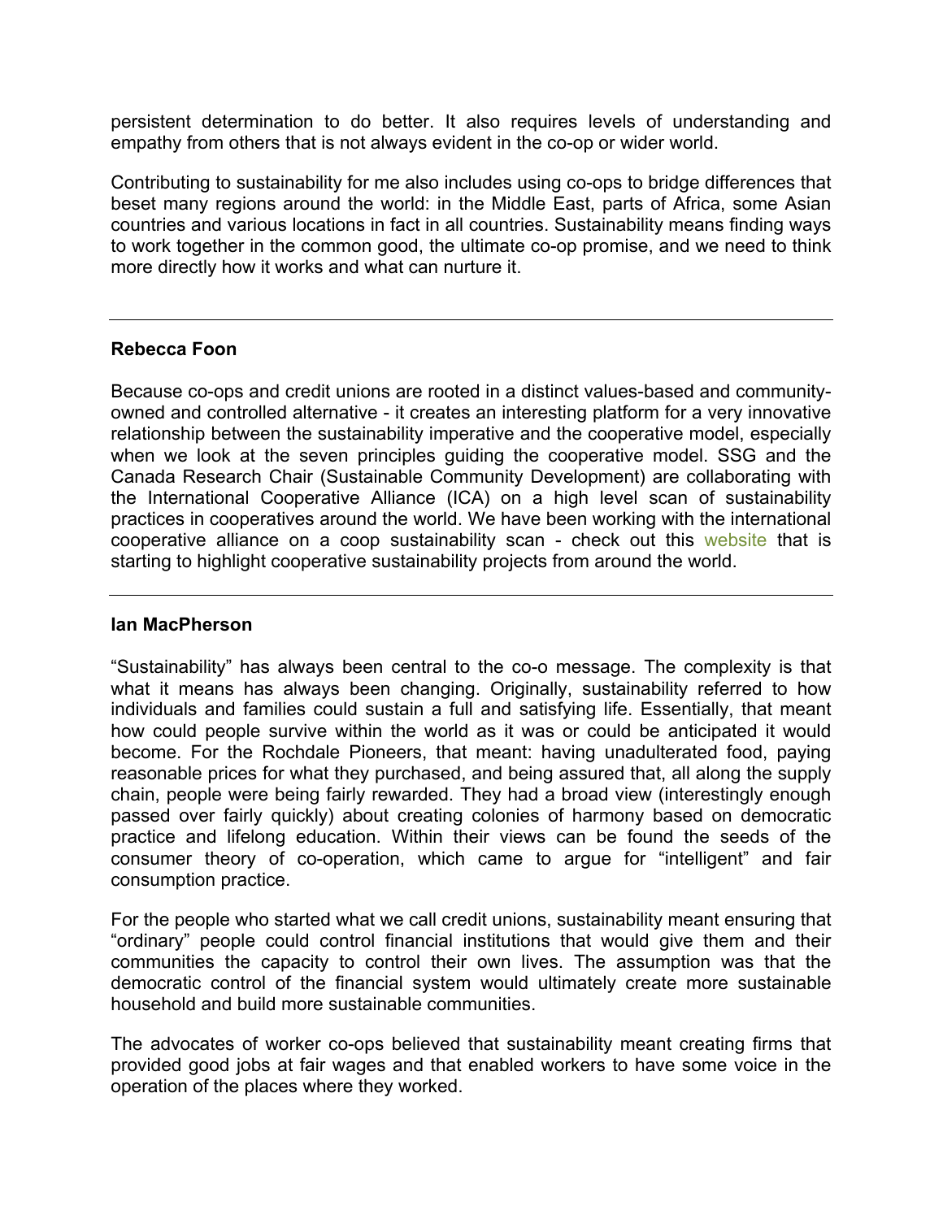persistent determination to do better. It also requires levels of understanding and empathy from others that is not always evident in the co-op or wider world.

Contributing to sustainability for me also includes using co-ops to bridge differences that beset many regions around the world: in the Middle East, parts of Africa, some Asian countries and various locations in fact in all countries. Sustainability means finding ways to work together in the common good, the ultimate co-op promise, and we need to think more directly how it works and what can nurture it.

---

**Rebecca Foon**

Because co-ops and credit unions are rooted in a distinct values-based and community-owned and controlled alternative - it creates an interesting platform for a very innovative relationship between the sustainability imperative and the cooperative model, especially when we look at the seven principles guiding the cooperative model. SSG and the Canada Research Chair (Sustainable Community Development) are collaborating with the International Cooperative Alliance (ICA) on a high level scan of sustainability practices in cooperatives around the world. We have been working with the international cooperative alliance on a coop sustainability scan - check out this website that is starting to highlight cooperative sustainability projects from around the world.

---

**Ian MacPherson**

"Sustainability" has always been central to the co-o message. The complexity is that what it means has always been changing. Originally, sustainability referred to how individuals and families could sustain a full and satisfying life. Essentially, that meant how could people survive within the world as it was or could be anticipated it would become. For the Rochdale Pioneers, that meant: having unadulterated food, paying reasonable prices for what they purchased, and being assured that, all along the supply chain, people were being fairly rewarded. They had a broad view (interestingly enough passed over fairly quickly) about creating colonies of harmony based on democratic practice and lifelong education. Within their views can be found the seeds of the consumer theory of co-operation, which came to argue for "intelligent" and fair consumption practice.

For the people who started what we call credit unions, sustainability meant ensuring that "ordinary" people could control financial institutions that would give them and their communities the capacity to control their own lives. The assumption was that the democratic control of the financial system would ultimately create more sustainable household and build more sustainable communities.

The advocates of worker co-ops believed that sustainability meant creating firms that provided good jobs at fair wages and that enabled workers to have some voice in the operation of the places where they worked.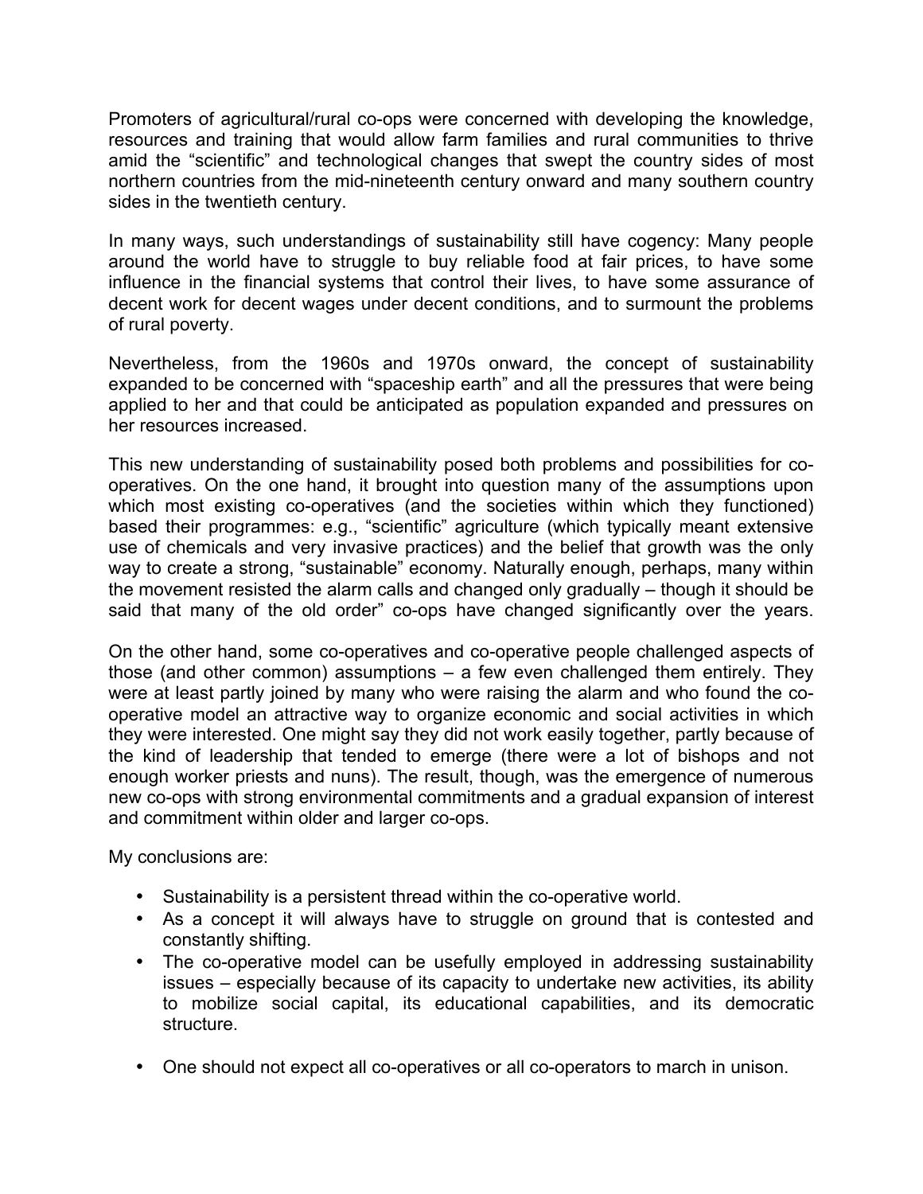Promoters of agricultural/rural co-ops were concerned with developing the knowledge, resources and training that would allow farm families and rural communities to thrive amid the "scientific" and technological changes that swept the country sides of most northern countries from the mid-nineteenth century onward and many southern country sides in the twentieth century.

In many ways, such understandings of sustainability still have cogency: Many people around the world have to struggle to buy reliable food at fair prices, to have some influence in the financial systems that control their lives, to have some assurance of decent work for decent wages under decent conditions, and to surmount the problems of rural poverty.

Nevertheless, from the 1960s and 1970s onward, the concept of sustainability expanded to be concerned with "spaceship earth" and all the pressures that were being applied to her and that could be anticipated as population expanded and pressures on her resources increased.

This new understanding of sustainability posed both problems and possibilities for co-operatives. On the one hand, it brought into question many of the assumptions upon which most existing co-operatives (and the societies within which they functioned) based their programmes: e.g., "scientific" agriculture (which typically meant extensive use of chemicals and very invasive practices) and the belief that growth was the only way to create a strong, "sustainable" economy. Naturally enough, perhaps, many within the movement resisted the alarm calls and changed only gradually – though it should be said that many of the old order" co-ops have changed significantly over the years.

On the other hand, some co-operatives and co-operative people challenged aspects of those (and other common) assumptions – a few even challenged them entirely. They were at least partly joined by many who were raising the alarm and who found the co-operative model an attractive way to organize economic and social activities in which they were interested. One might say they did not work easily together, partly because of the kind of leadership that tended to emerge (there were a lot of bishops and not enough worker priests and nuns). The result, though, was the emergence of numerous new co-ops with strong environmental commitments and a gradual expansion of interest and commitment within older and larger co-ops.

My conclusions are:

- Sustainability is a persistent thread within the co-operative world.
- As a concept it will always have to struggle on ground that is contested and constantly shifting.
- The co-operative model can be usefully employed in addressing sustainability issues – especially because of its capacity to undertake new activities, its ability to mobilize social capital, its educational capabilities, and its democratic structure.
- One should not expect all co-operatives or all co-operators to march in unison.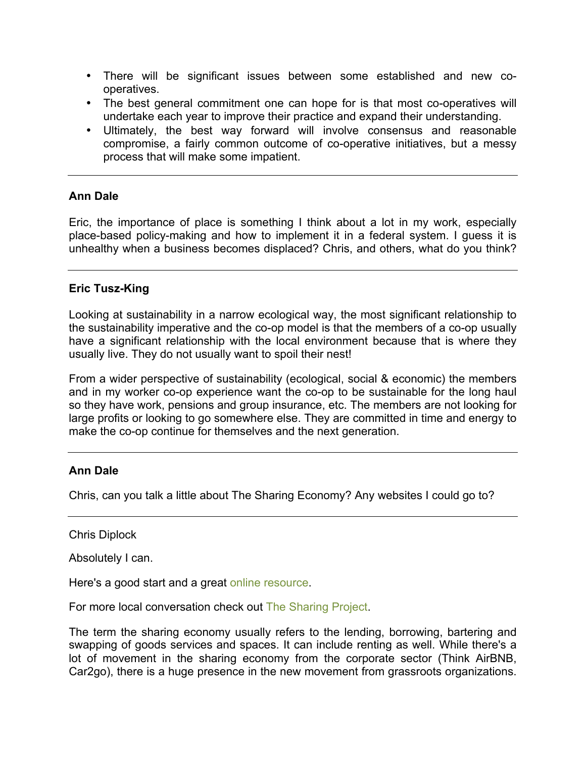- There will be significant issues between some established and new co-operatives.
- The best general commitment one can hope for is that most co-operatives will undertake each year to improve their practice and expand their understanding.
- Ultimately, the best way forward will involve consensus and reasonable compromise, a fairly common outcome of co-operative initiatives, but a messy process that will make some impatient.

---

**Ann Dale**

Eric, the importance of place is something I think about a lot in my work, especially place-based policy-making and how to implement it in a federal system. I guess it is unhealthy when a business becomes displaced? Chris, and others, what do you think?

---

**Eric Tusz-King**

Looking at sustainability in a narrow ecological way, the most significant relationship to the sustainability imperative and the co-op model is that the members of a co-op usually have a significant relationship with the local environment because that is where they usually live. They do not usually want to spoil their nest!

From a wider perspective of sustainability (ecological, social & economic) the members and in my worker co-op experience want the co-op to be sustainable for the long haul so they have work, pensions and group insurance, etc. The members are not looking for large profits or looking to go somewhere else. They are committed in time and energy to make the co-op continue for themselves and the next generation.

---

**Ann Dale**

Chris, can you talk a little about The Sharing Economy? Any websites I could go to?

---

Chris Diplock

Absolutely I can.

Here's a good start and a great online resource.

For more local conversation check out The Sharing Project.

The term the sharing economy usually refers to the lending, borrowing, bartering and swapping of goods services and spaces. It can include renting as well. While there's a lot of movement in the sharing economy from the corporate sector (Think AirBNB, Car2go), there is a huge presence in the new movement from grassroots organizations.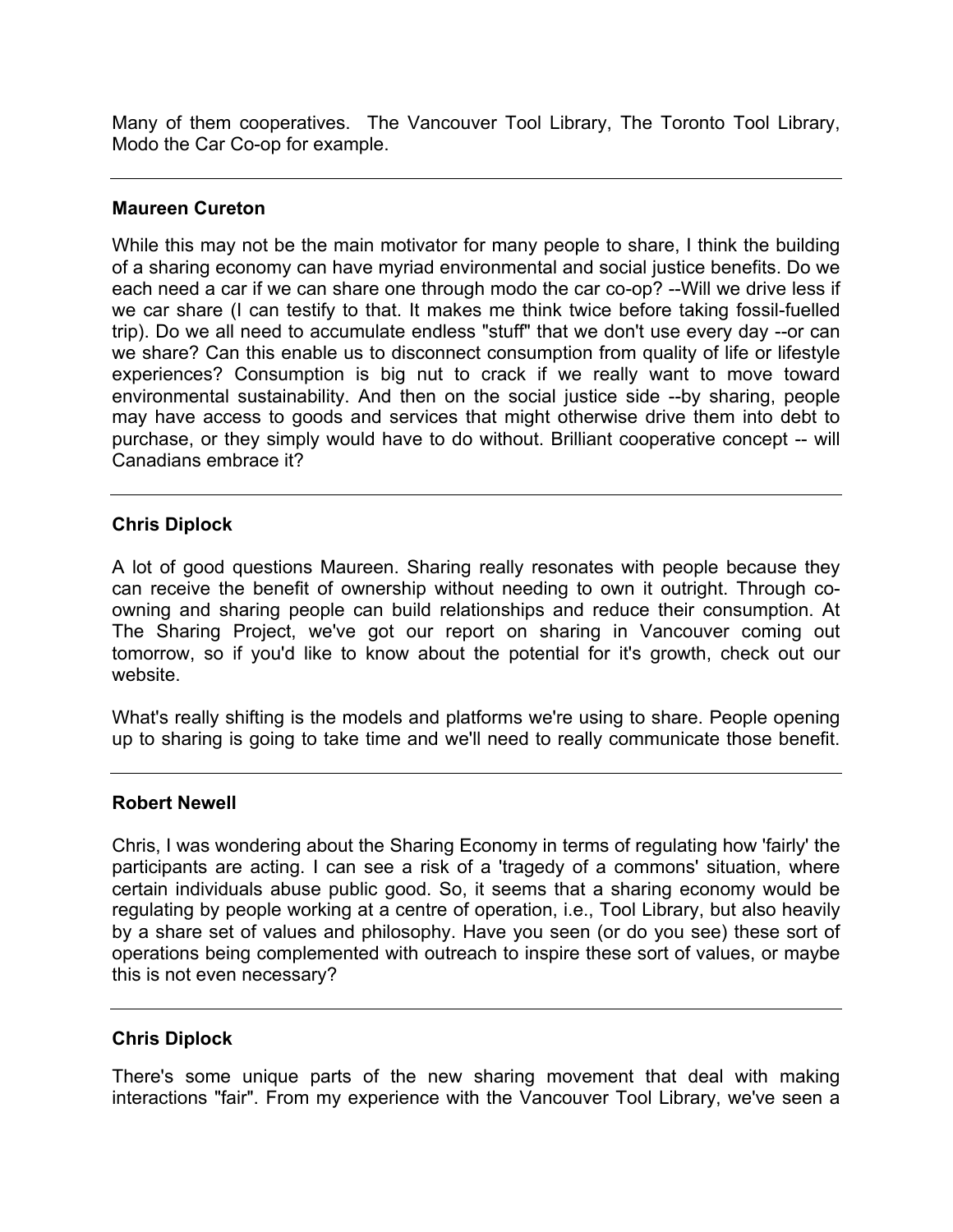Many of them cooperatives. The Vancouver Tool Library, The Toronto Tool Library, Modo the Car Co-op for example.

---

**Maureen Cureton**

While this may not be the main motivator for many people to share, I think the building of a sharing economy can have myriad environmental and social justice benefits. Do we each need a car if we can share one through modo the car co-op? --Will we drive less if we car share (I can testify to that. It makes me think twice before taking fossil-fuelled trip). Do we all need to accumulate endless "stuff" that we don't use every day --or can we share? Can this enable us to disconnect consumption from quality of life or lifestyle experiences? Consumption is big nut to crack if we really want to move toward environmental sustainability. And then on the social justice side --by sharing, people may have access to goods and services that might otherwise drive them into debt to purchase, or they simply would have to do without. Brilliant cooperative concept -- will Canadians embrace it?

---

**Chris Diplock**

A lot of good questions Maureen. Sharing really resonates with people because they can receive the benefit of ownership without needing to own it outright. Through co-owning and sharing people can build relationships and reduce their consumption. At The Sharing Project, we've got our report on sharing in Vancouver coming out tomorrow, so if you'd like to know about the potential for it's growth, check out our website.

What's really shifting is the models and platforms we're using to share. People opening up to sharing is going to take time and we'll need to really communicate those benefit.

---

**Robert Newell**

Chris, I was wondering about the Sharing Economy in terms of regulating how 'fairly' the participants are acting. I can see a risk of a 'tragedy of a commons' situation, where certain individuals abuse public good. So, it seems that a sharing economy would be regulating by people working at a centre of operation, i.e., Tool Library, but also heavily by a share set of values and philosophy. Have you seen (or do you see) these sort of operations being complemented with outreach to inspire these sort of values, or maybe this is not even necessary?

---

**Chris Diplock**

There's some unique parts of the new sharing movement that deal with making interactions "fair". From my experience with the Vancouver Tool Library, we've seen a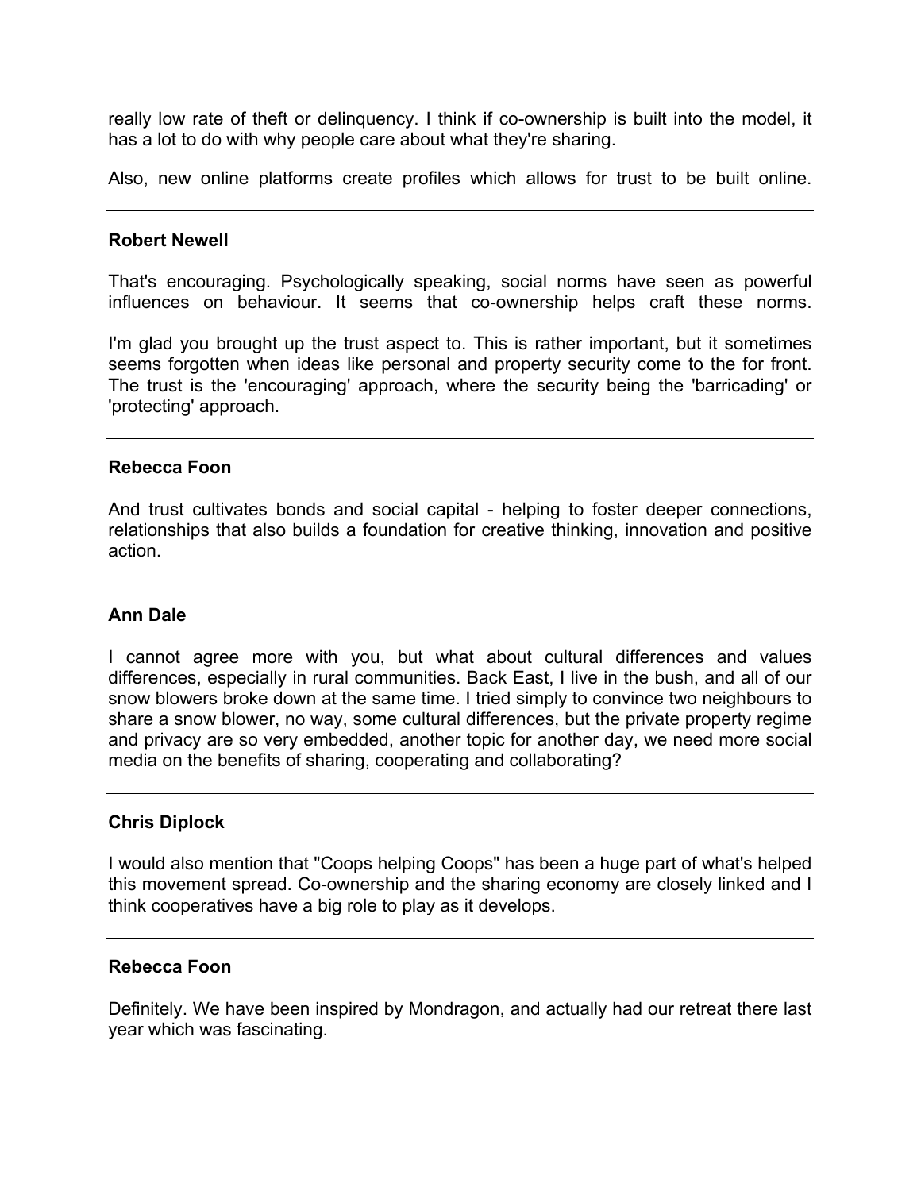really low rate of theft or delinquency. I think if co-ownership is built into the model, it has a lot to do with why people care about what they're sharing.

Also, new online platforms create profiles which allows for trust to be built online.

---

**Robert Newell**

That's encouraging. Psychologically speaking, social norms have seen as powerful influences on behaviour. It seems that co-ownership helps craft these norms.

I'm glad you brought up the trust aspect to. This is rather important, but it sometimes seems forgotten when ideas like personal and property security come to the for front. The trust is the 'encouraging' approach, where the security being the 'barricading' or 'protecting' approach.

---

**Rebecca Foon**

And trust cultivates bonds and social capital - helping to foster deeper connections, relationships that also builds a foundation for creative thinking, innovation and positive action.

---

**Ann Dale**

I cannot agree more with you, but what about cultural differences and values differences, especially in rural communities. Back East, I live in the bush, and all of our snow blowers broke down at the same time. I tried simply to convince two neighbours to share a snow blower, no way, some cultural differences, but the private property regime and privacy are so very embedded, another topic for another day, we need more social media on the benefits of sharing, cooperating and collaborating?

---

**Chris Diplock**

I would also mention that "Coops helping Coops" has been a huge part of what's helped this movement spread. Co-ownership and the sharing economy are closely linked and I think cooperatives have a big role to play as it develops.

---

**Rebecca Foon**

Definitely. We have been inspired by Mondragon, and actually had our retreat there last year which was fascinating.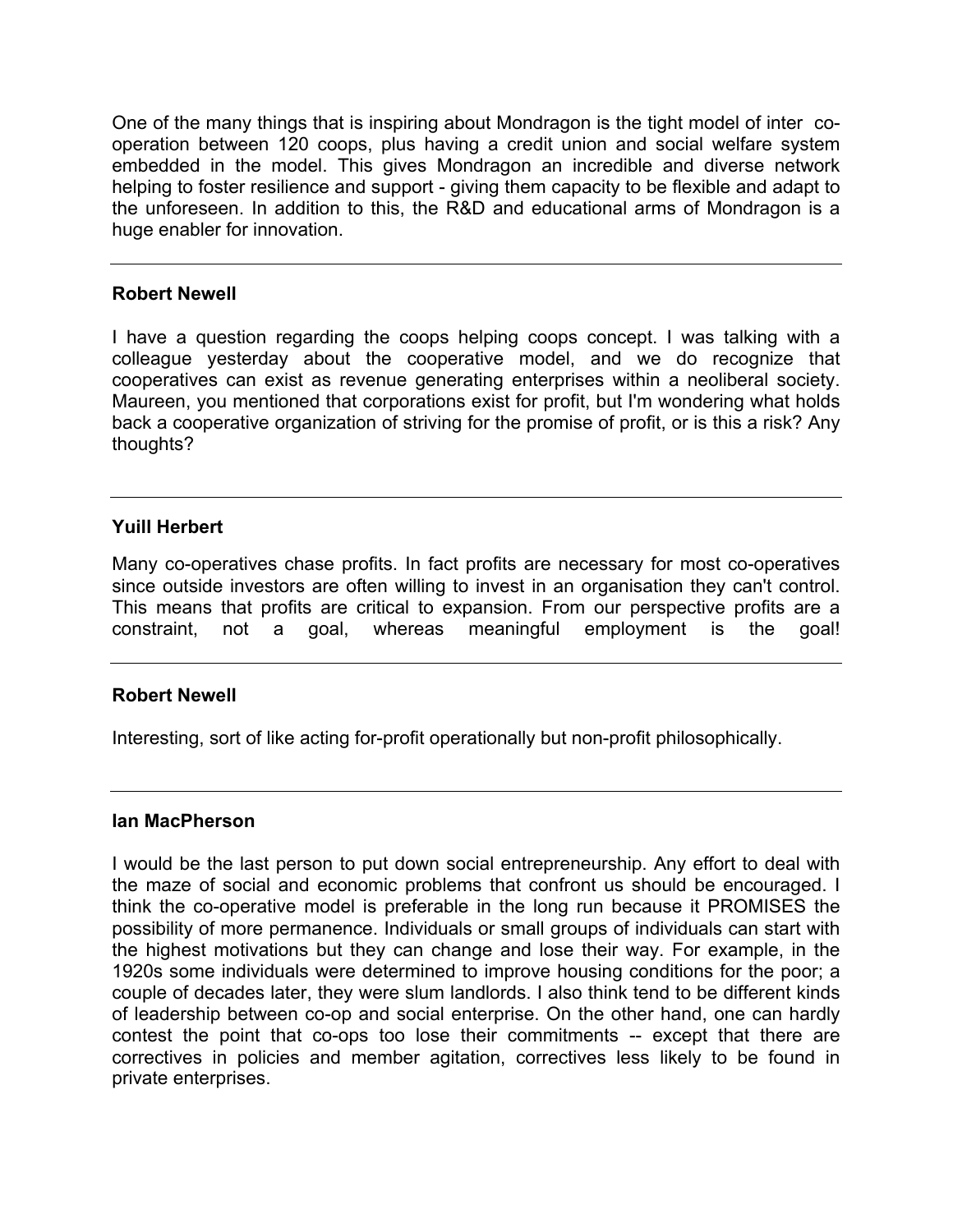One of the many things that is inspiring about Mondragon is the tight model of inter co-operation between 120 coops, plus having a credit union and social welfare system embedded in the model. This gives Mondragon an incredible and diverse network helping to foster resilience and support - giving them capacity to be flexible and adapt to the unforeseen. In addition to this, the R&D and educational arms of Mondragon is a huge enabler for innovation.

---

**Robert Newell**

I have a question regarding the coops helping coops concept. I was talking with a colleague yesterday about the cooperative model, and we do recognize that cooperatives can exist as revenue generating enterprises within a neoliberal society. Maureen, you mentioned that corporations exist for profit, but I'm wondering what holds back a cooperative organization of striving for the promise of profit, or is this a risk? Any thoughts?

---

**Yuill Herbert**

Many co-operatives chase profits. In fact profits are necessary for most co-operatives since outside investors are often willing to invest in an organisation they can't control. This means that profits are critical to expansion. From our perspective profits are a constraint, not a goal, whereas meaningful employment is the goal!

---

**Robert Newell**

Interesting, sort of like acting for-profit operationally but non-profit philosophically.

---

**Ian MacPherson**

I would be the last person to put down social entrepreneurship. Any effort to deal with the maze of social and economic problems that confront us should be encouraged. I think the co-operative model is preferable in the long run because it PROMISES the possibility of more permanence. Individuals or small groups of individuals can start with the highest motivations but they can change and lose their way. For example, in the 1920s some individuals were determined to improve housing conditions for the poor; a couple of decades later, they were slum landlords. I also think tend to be different kinds of leadership between co-op and social enterprise. On the other hand, one can hardly contest the point that co-ops too lose their commitments -- except that there are correctives in policies and member agitation, correctives less likely to be found in private enterprises.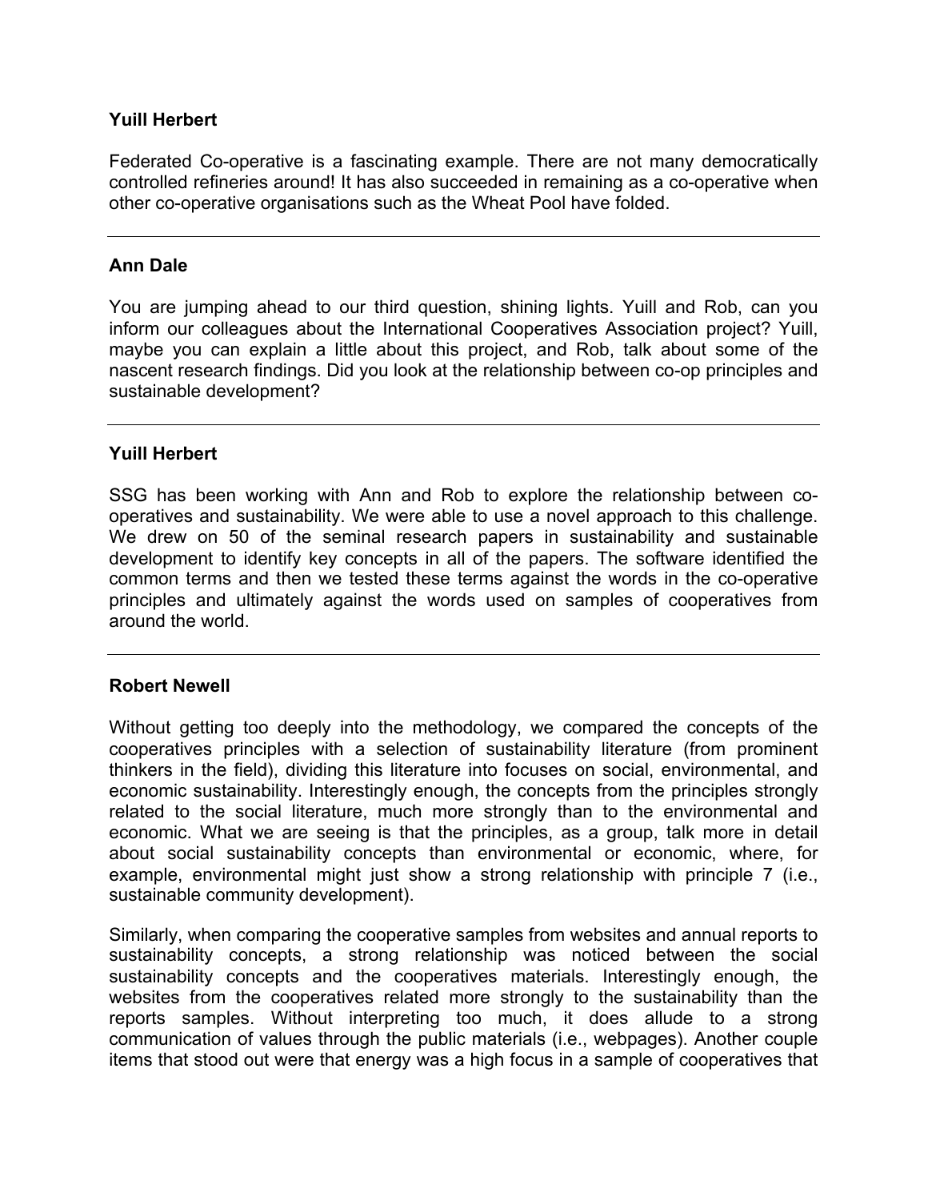**Yuill Herbert**

Federated Co-operative is a fascinating example. There are not many democratically controlled refineries around! It has also succeeded in remaining as a co-operative when other co-operative organisations such as the Wheat Pool have folded.

---

**Ann Dale**

You are jumping ahead to our third question, shining lights. Yuill and Rob, can you inform our colleagues about the International Cooperatives Association project? Yuill, maybe you can explain a little about this project, and Rob, talk about some of the nascent research findings. Did you look at the relationship between co-op principles and sustainable development?

---

**Yuill Herbert**

SSG has been working with Ann and Rob to explore the relationship between co-operatives and sustainability. We were able to use a novel approach to this challenge. We drew on 50 of the seminal research papers in sustainability and sustainable development to identify key concepts in all of the papers. The software identified the common terms and then we tested these terms against the words in the co-operative principles and ultimately against the words used on samples of cooperatives from around the world.

---

**Robert Newell**

Without getting too deeply into the methodology, we compared the concepts of the cooperatives principles with a selection of sustainability literature (from prominent thinkers in the field), dividing this literature into focuses on social, environmental, and economic sustainability. Interestingly enough, the concepts from the principles strongly related to the social literature, much more strongly than to the environmental and economic. What we are seeing is that the principles, as a group, talk more in detail about social sustainability concepts than environmental or economic, where, for example, environmental might just show a strong relationship with principle 7 (i.e., sustainable community development).

Similarly, when comparing the cooperative samples from websites and annual reports to sustainability concepts, a strong relationship was noticed between the social sustainability concepts and the cooperatives materials. Interestingly enough, the websites from the cooperatives related more strongly to the sustainability than the reports samples. Without interpreting too much, it does allude to a strong communication of values through the public materials (i.e., webpages). Another couple items that stood out were that energy was a high focus in a sample of cooperatives that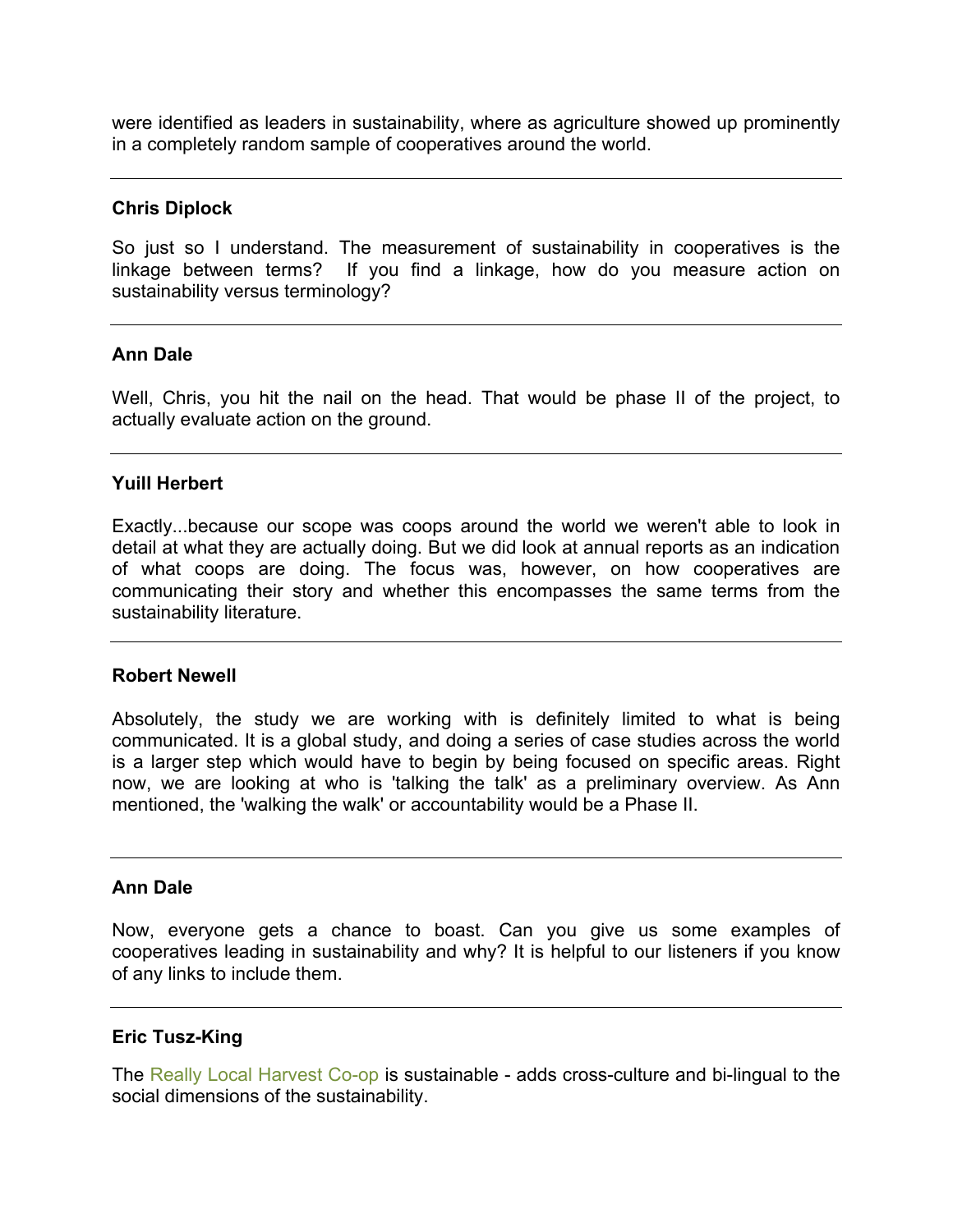were identified as leaders in sustainability, where as agriculture showed up prominently in a completely random sample of cooperatives around the world.

---

**Chris Diplock**

So just so I understand. The measurement of sustainability in cooperatives is the linkage between terms? If you find a linkage, how do you measure action on sustainability versus terminology?

---

**Ann Dale**

Well, Chris, you hit the nail on the head. That would be phase II of the project, to actually evaluate action on the ground.

---

**Yuill Herbert**

Exactly...because our scope was coops around the world we weren't able to look in detail at what they are actually doing. But we did look at annual reports as an indication of what coops are doing. The focus was, however, on how cooperatives are communicating their story and whether this encompasses the same terms from the sustainability literature.

---

**Robert Newell**

Absolutely, the study we are working with is definitely limited to what is being communicated. It is a global study, and doing a series of case studies across the world is a larger step which would have to begin by being focused on specific areas. Right now, we are looking at who is 'talking the talk' as a preliminary overview. As Ann mentioned, the 'walking the walk' or accountability would be a Phase II.

---

**Ann Dale**

Now, everyone gets a chance to boast. Can you give us some examples of cooperatives leading in sustainability and why? It is helpful to our listeners if you know of any links to include them.

---

**Eric Tusz-King**

The Really Local Harvest Co-op is sustainable - adds cross-culture and bi-lingual to the social dimensions of the sustainability.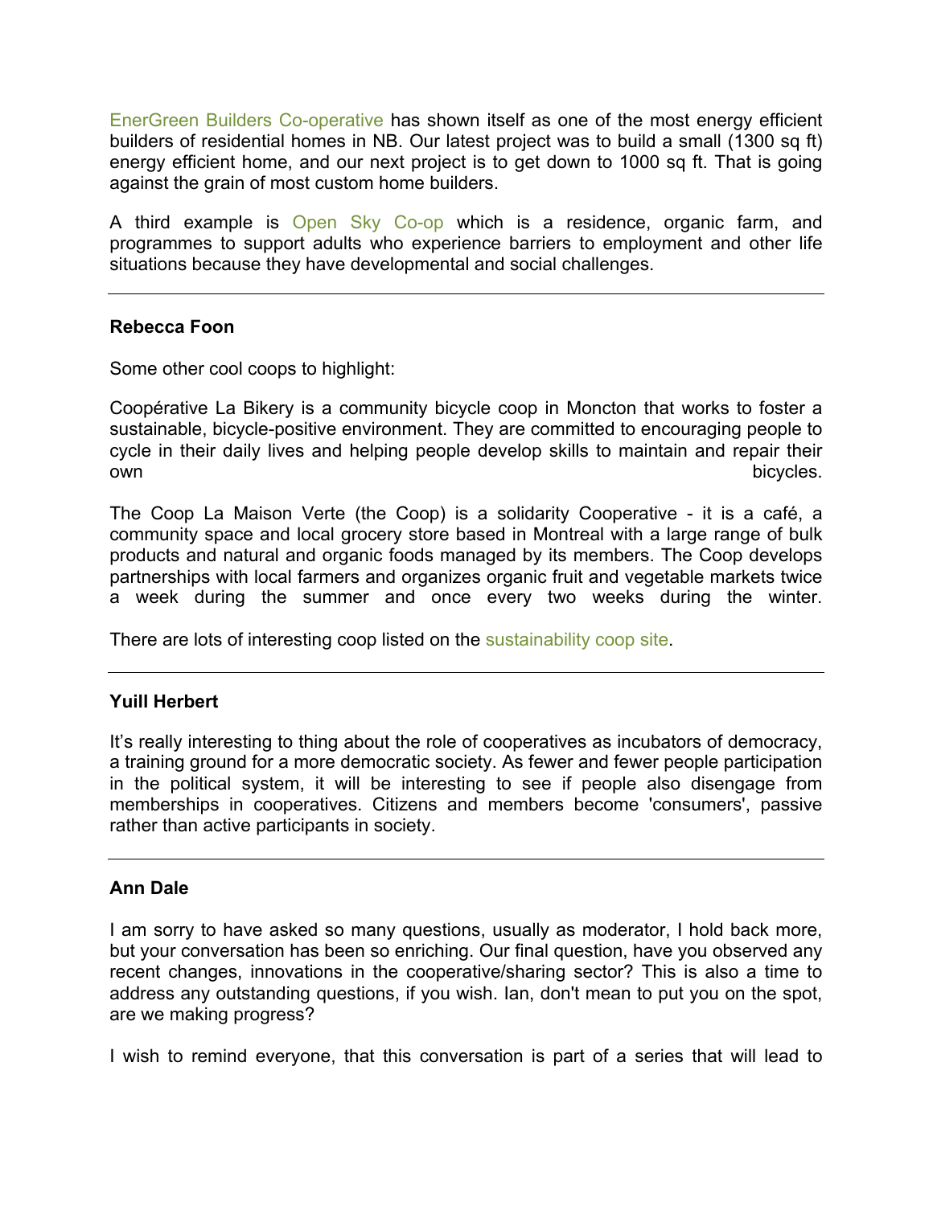EnerGreen Builders Co-operative has shown itself as one of the most energy efficient builders of residential homes in NB. Our latest project was to build a small (1300 sq ft) energy efficient home, and our next project is to get down to 1000 sq ft. That is going against the grain of most custom home builders.

A third example is Open Sky Co-op which is a residence, organic farm, and programmes to support adults who experience barriers to employment and other life situations because they have developmental and social challenges.

---

**Rebecca Foon**

Some other cool coops to highlight:

Coopérative La Bikery is a community bicycle coop in Moncton that works to foster a sustainable, bicycle-positive environment. They are committed to encouraging people to cycle in their daily lives and helping people develop skills to maintain and repair their own bicycles.

The Coop La Maison Verte (the Coop) is a solidarity Cooperative - it is a café, a community space and local grocery store based in Montreal with a large range of bulk products and natural and organic foods managed by its members. The Coop develops partnerships with local farmers and organizes organic fruit and vegetable markets twice a week during the summer and once every two weeks during the winter.

There are lots of interesting coop listed on the sustainability coop site.

---

**Yuill Herbert**

It's really interesting to thing about the role of cooperatives as incubators of democracy, a training ground for a more democratic society. As fewer and fewer people participation in the political system, it will be interesting to see if people also disengage from memberships in cooperatives. Citizens and members become 'consumers', passive rather than active participants in society.

---

**Ann Dale**

I am sorry to have asked so many questions, usually as moderator, I hold back more, but your conversation has been so enriching. Our final question, have you observed any recent changes, innovations in the cooperative/sharing sector? This is also a time to address any outstanding questions, if you wish. Ian, don't mean to put you on the spot, are we making progress?

I wish to remind everyone, that this conversation is part of a series that will lead to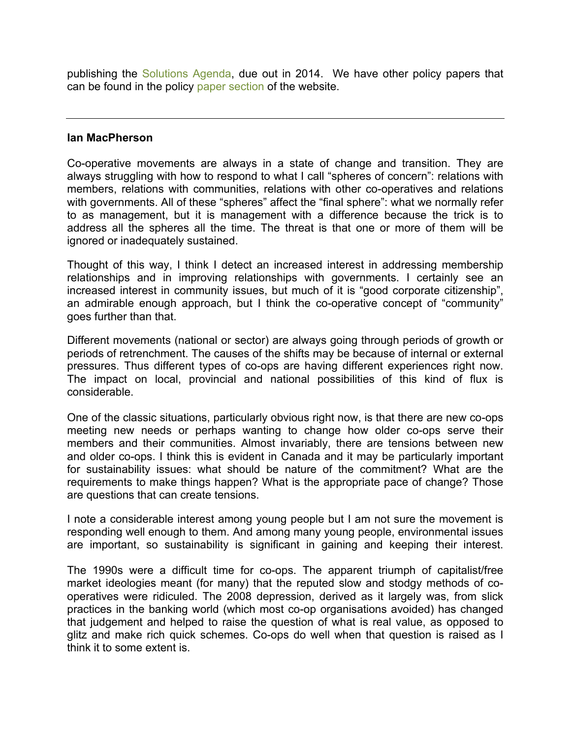publishing the Solutions Agenda, due out in 2014. We have other policy papers that can be found in the policy paper section of the website.

---

**Ian MacPherson**

Co-operative movements are always in a state of change and transition. They are always struggling with how to respond to what I call "spheres of concern": relations with members, relations with communities, relations with other co-operatives and relations with governments. All of these "spheres" affect the "final sphere": what we normally refer to as management, but it is management with a difference because the trick is to address all the spheres all the time. The threat is that one or more of them will be ignored or inadequately sustained.

Thought of this way, I think I detect an increased interest in addressing membership relationships and in improving relationships with governments. I certainly see an increased interest in community issues, but much of it is "good corporate citizenship", an admirable enough approach, but I think the co-operative concept of "community" goes further than that.

Different movements (national or sector) are always going through periods of growth or periods of retrenchment. The causes of the shifts may be because of internal or external pressures. Thus different types of co-ops are having different experiences right now. The impact on local, provincial and national possibilities of this kind of flux is considerable.

One of the classic situations, particularly obvious right now, is that there are new co-ops meeting new needs or perhaps wanting to change how older co-ops serve their members and their communities. Almost invariably, there are tensions between new and older co-ops. I think this is evident in Canada and it may be particularly important for sustainability issues: what should be nature of the commitment? What are the requirements to make things happen? What is the appropriate pace of change? Those are questions that can create tensions.

I note a considerable interest among young people but I am not sure the movement is responding well enough to them. And among many young people, environmental issues are important, so sustainability is significant in gaining and keeping their interest.

The 1990s were a difficult time for co-ops. The apparent triumph of capitalist/free market ideologies meant (for many) that the reputed slow and stodgy methods of co-operatives were ridiculed. The 2008 depression, derived as it largely was, from slick practices in the banking world (which most co-op organisations avoided) has changed that judgement and helped to raise the question of what is real value, as opposed to glitz and make rich quick schemes. Co-ops do well when that question is raised as I think it to some extent is.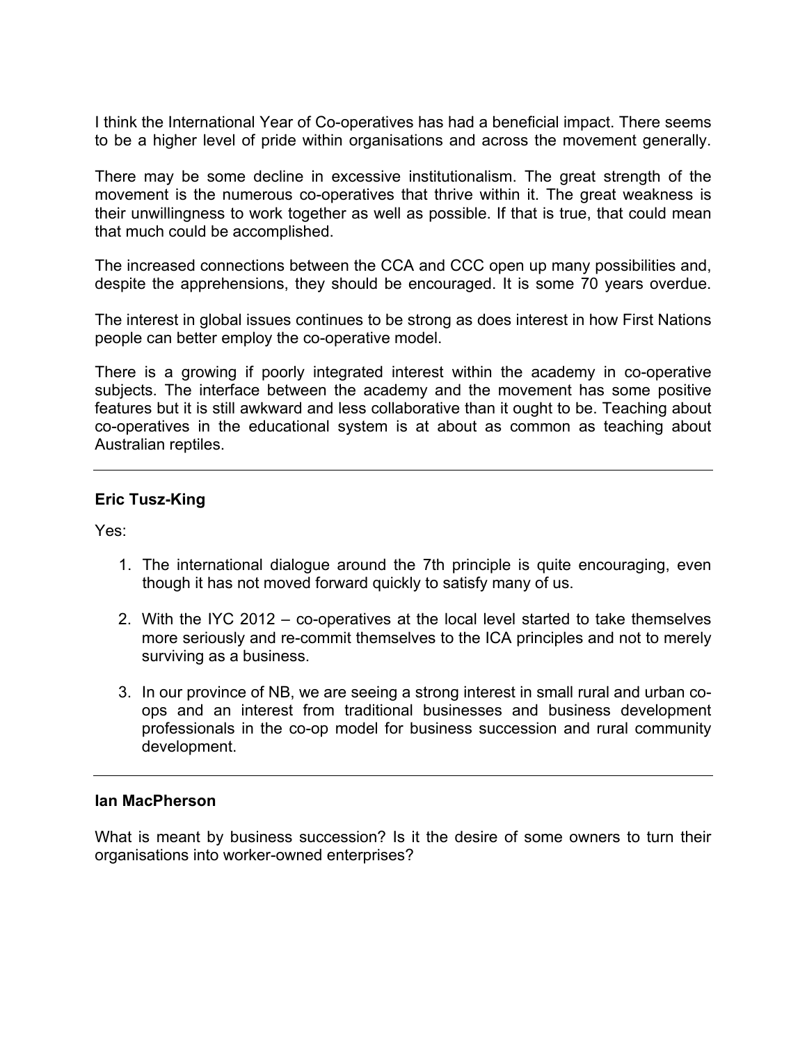I think the International Year of Co-operatives has had a beneficial impact. There seems to be a higher level of pride within organisations and across the movement generally.

There may be some decline in excessive institutionalism. The great strength of the movement is the numerous co-operatives that thrive within it. The great weakness is their unwillingness to work together as well as possible. If that is true, that could mean that much could be accomplished.

The increased connections between the CCA and CCC open up many possibilities and, despite the apprehensions, they should be encouraged. It is some 70 years overdue.

The interest in global issues continues to be strong as does interest in how First Nations people can better employ the co-operative model.

There is a growing if poorly integrated interest within the academy in co-operative subjects. The interface between the academy and the movement has some positive features but it is still awkward and less collaborative than it ought to be. Teaching about co-operatives in the educational system is at about as common as teaching about Australian reptiles.

---

**Eric Tusz-King**

Yes:

1. The international dialogue around the 7th principle is quite encouraging, even though it has not moved forward quickly to satisfy many of us.

2. With the IYC 2012 – co-operatives at the local level started to take themselves more seriously and re-commit themselves to the ICA principles and not to merely surviving as a business.

3. In our province of NB, we are seeing a strong interest in small rural and urban co-ops and an interest from traditional businesses and business development professionals in the co-op model for business succession and rural community development.

---

**Ian MacPherson**

What is meant by business succession? Is it the desire of some owners to turn their organisations into worker-owned enterprises?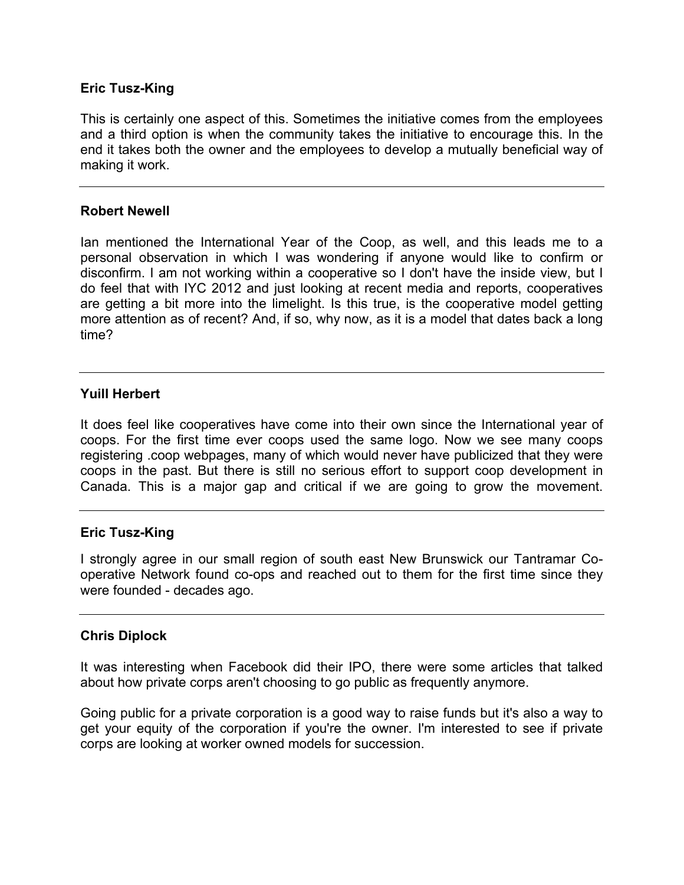**Eric Tusz-King**

This is certainly one aspect of this. Sometimes the initiative comes from the employees and a third option is when the community takes the initiative to encourage this. In the end it takes both the owner and the employees to develop a mutually beneficial way of making it work.

---

**Robert Newell**

Ian mentioned the International Year of the Coop, as well, and this leads me to a personal observation in which I was wondering if anyone would like to confirm or disconfirm. I am not working within a cooperative so I don't have the inside view, but I do feel that with IYC 2012 and just looking at recent media and reports, cooperatives are getting a bit more into the limelight. Is this true, is the cooperative model getting more attention as of recent? And, if so, why now, as it is a model that dates back a long time?

---

**Yuill Herbert**

It does feel like cooperatives have come into their own since the International year of coops. For the first time ever coops used the same logo. Now we see many coops registering .coop webpages, many of which would never have publicized that they were coops in the past. But there is still no serious effort to support coop development in Canada. This is a major gap and critical if we are going to grow the movement.

---

**Eric Tusz-King**

I strongly agree in our small region of south east New Brunswick our Tantramar Co-operative Network found co-ops and reached out to them for the first time since they were founded - decades ago.

---

**Chris Diplock**

It was interesting when Facebook did their IPO, there were some articles that talked about how private corps aren't choosing to go public as frequently anymore.

Going public for a private corporation is a good way to raise funds but it's also a way to get your equity of the corporation if you're the owner. I'm interested to see if private corps are looking at worker owned models for succession.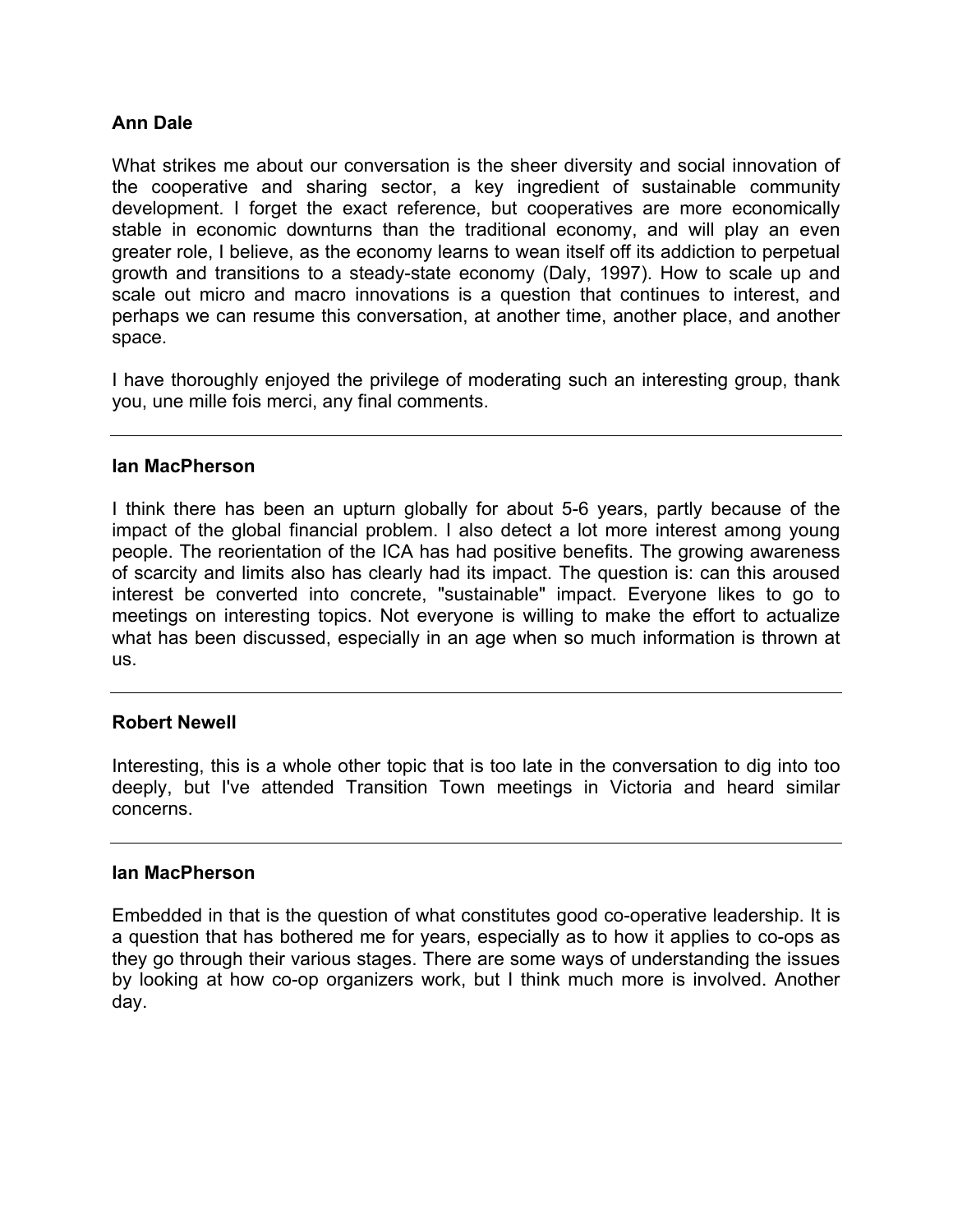**Ann Dale**

What strikes me about our conversation is the sheer diversity and social innovation of the cooperative and sharing sector, a key ingredient of sustainable community development. I forget the exact reference, but cooperatives are more economically stable in economic downturns than the traditional economy, and will play an even greater role, I believe, as the economy learns to wean itself off its addiction to perpetual growth and transitions to a steady-state economy (Daly, 1997). How to scale up and scale out micro and macro innovations is a question that continues to interest, and perhaps we can resume this conversation, at another time, another place, and another space.

I have thoroughly enjoyed the privilege of moderating such an interesting group, thank you, une mille fois merci, any final comments.

---

**Ian MacPherson**

I think there has been an upturn globally for about 5-6 years, partly because of the impact of the global financial problem. I also detect a lot more interest among young people. The reorientation of the ICA has had positive benefits. The growing awareness of scarcity and limits also has clearly had its impact. The question is: can this aroused interest be converted into concrete, "sustainable" impact. Everyone likes to go to meetings on interesting topics. Not everyone is willing to make the effort to actualize what has been discussed, especially in an age when so much information is thrown at us.

---

**Robert Newell**

Interesting, this is a whole other topic that is too late in the conversation to dig into too deeply, but I've attended Transition Town meetings in Victoria and heard similar concerns.

---

**Ian MacPherson**

Embedded in that is the question of what constitutes good co-operative leadership. It is a question that has bothered me for years, especially as to how it applies to co-ops as they go through their various stages. There are some ways of understanding the issues by looking at how co-op organizers work, but I think much more is involved. Another day.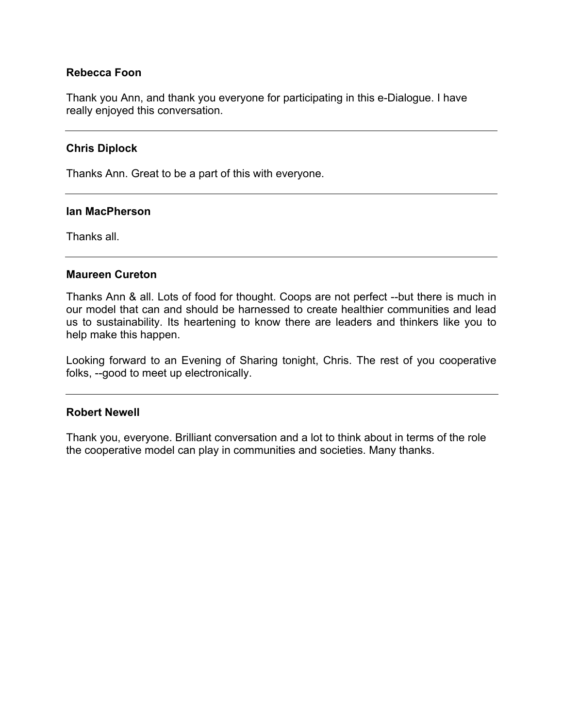**Rebecca Foon**

Thank you Ann, and thank you everyone for participating in this e-Dialogue. I have really enjoyed this conversation.

---

**Chris Diplock**

Thanks Ann. Great to be a part of this with everyone.

---

**Ian MacPherson**

Thanks all.

---

**Maureen Cureton**

Thanks Ann & all. Lots of food for thought. Coops are not perfect --but there is much in our model that can and should be harnessed to create healthier communities and lead us to sustainability. Its heartening to know there are leaders and thinkers like you to help make this happen.

Looking forward to an Evening of Sharing tonight, Chris. The rest of you cooperative folks, --good to meet up electronically.

---

**Robert Newell**

Thank you, everyone. Brilliant conversation and a lot to think about in terms of the role the cooperative model can play in communities and societies. Many thanks.